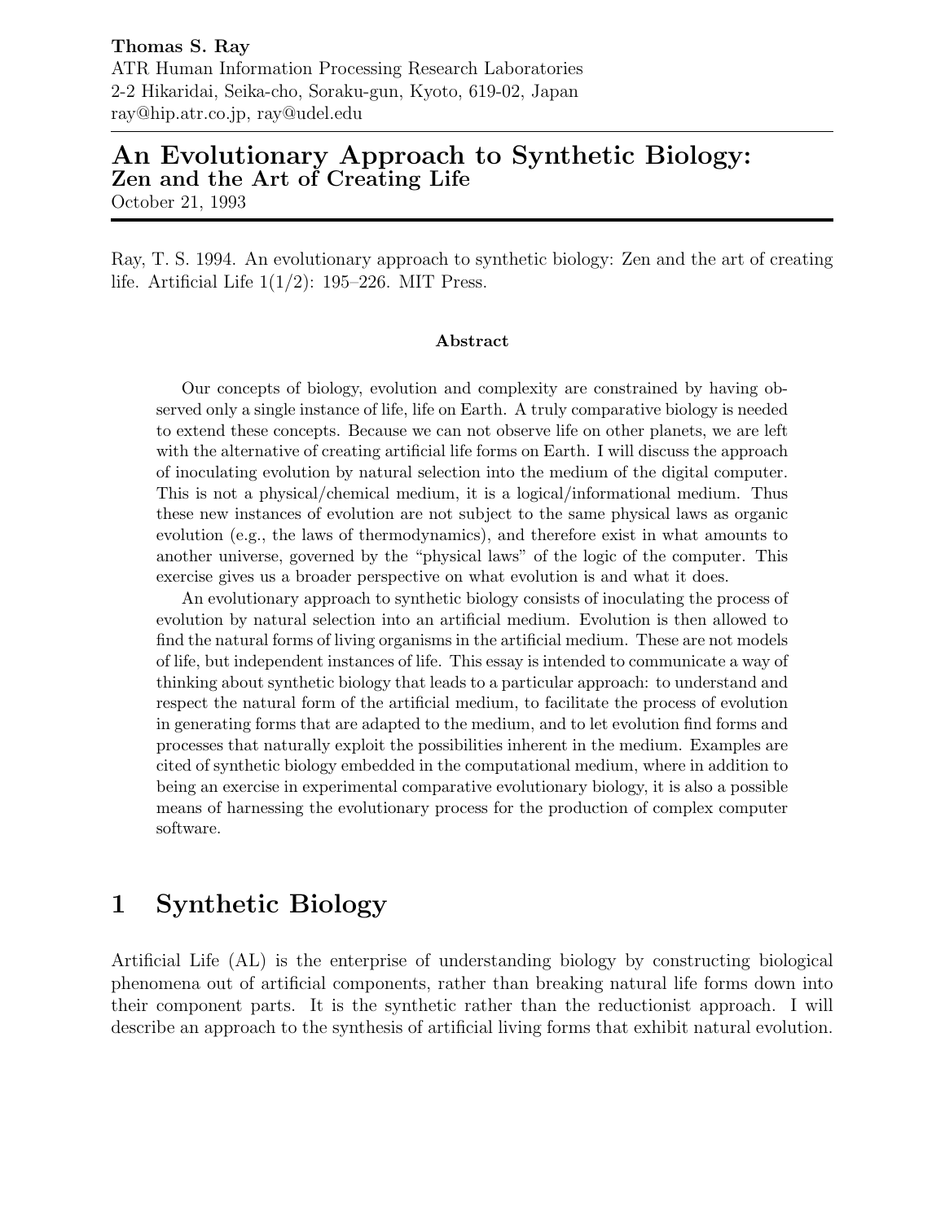**Thomas S. Ray**
ATR Human Information Processing Research Laboratories
2-2 Hikaridai, Seika-cho, Soraku-gun, Kyoto, 619-02, Japan
ray@hip.atr.co.jp, ray@udel.edu

# An Evolutionary Approach to Synthetic Biology: Zen and the Art of Creating Life

October 21, 1993

Ray, T. S. 1994. An evolutionary approach to synthetic biology: Zen and the art of creating life. Artificial Life 1(1/2): 195–226. MIT Press.

**Abstract**

Our concepts of biology, evolution and complexity are constrained by having observed only a single instance of life, life on Earth. A truly comparative biology is needed to extend these concepts. Because we can not observe life on other planets, we are left with the alternative of creating artificial life forms on Earth. I will discuss the approach of inoculating evolution by natural selection into the medium of the digital computer. This is not a physical/chemical medium, it is a logical/informational medium. Thus these new instances of evolution are not subject to the same physical laws as organic evolution (e.g., the laws of thermodynamics), and therefore exist in what amounts to another universe, governed by the "physical laws" of the logic of the computer. This exercise gives us a broader perspective on what evolution is and what it does.

An evolutionary approach to synthetic biology consists of inoculating the process of evolution by natural selection into an artificial medium. Evolution is then allowed to find the natural forms of living organisms in the artificial medium. These are not models of life, but independent instances of life. This essay is intended to communicate a way of thinking about synthetic biology that leads to a particular approach: to understand and respect the natural form of the artificial medium, to facilitate the process of evolution in generating forms that are adapted to the medium, and to let evolution find forms and processes that naturally exploit the possibilities inherent in the medium. Examples are cited of synthetic biology embedded in the computational medium, where in addition to being an exercise in experimental comparative evolutionary biology, it is also a possible means of harnessing the evolutionary process for the production of complex computer software.

## 1 Synthetic Biology

Artificial Life (AL) is the enterprise of understanding biology by constructing biological phenomena out of artificial components, rather than breaking natural life forms down into their component parts. It is the synthetic rather than the reductionist approach. I will describe an approach to the synthesis of artificial living forms that exhibit natural evolution.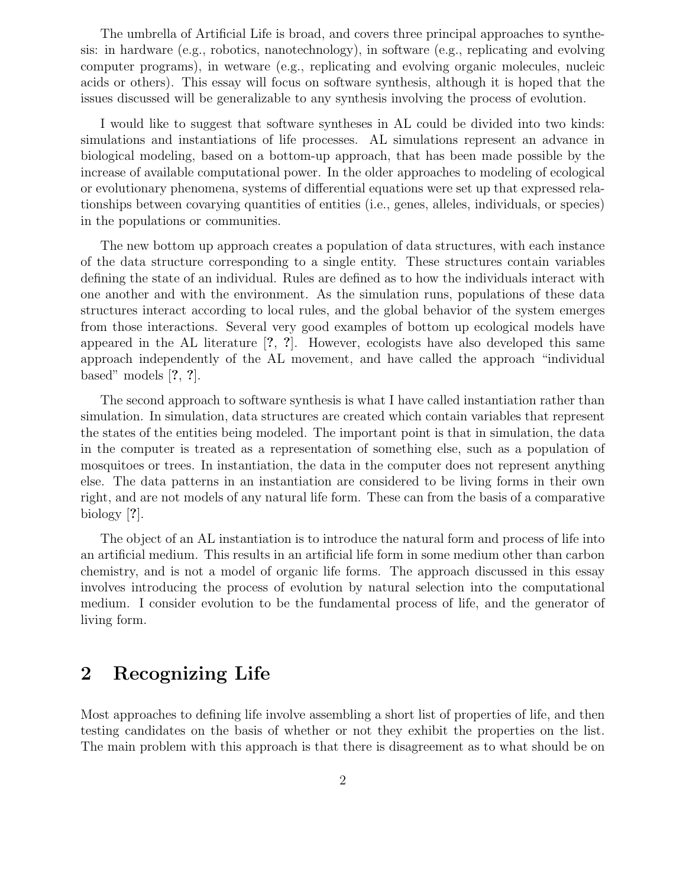The umbrella of Artificial Life is broad, and covers three principal approaches to synthesis: in hardware (e.g., robotics, nanotechnology), in software (e.g., replicating and evolving computer programs), in wetware (e.g., replicating and evolving organic molecules, nucleic acids or others). This essay will focus on software synthesis, although it is hoped that the issues discussed will be generalizable to any synthesis involving the process of evolution.

I would like to suggest that software syntheses in AL could be divided into two kinds: simulations and instantiations of life processes. AL simulations represent an advance in biological modeling, based on a bottom-up approach, that has been made possible by the increase of available computational power. In the older approaches to modeling of ecological or evolutionary phenomena, systems of differential equations were set up that expressed relationships between covarying quantities of entities (i.e., genes, alleles, individuals, or species) in the populations or communities.

The new bottom up approach creates a population of data structures, with each instance of the data structure corresponding to a single entity. These structures contain variables defining the state of an individual. Rules are defined as to how the individuals interact with one another and with the environment. As the simulation runs, populations of these data structures interact according to local rules, and the global behavior of the system emerges from those interactions. Several very good examples of bottom up ecological models have appeared in the AL literature [?, ?]. However, ecologists have also developed this same approach independently of the AL movement, and have called the approach "individual based" models [?, ?].

The second approach to software synthesis is what I have called instantiation rather than simulation. In simulation, data structures are created which contain variables that represent the states of the entities being modeled. The important point is that in simulation, the data in the computer is treated as a representation of something else, such as a population of mosquitoes or trees. In instantiation, the data in the computer does not represent anything else. The data patterns in an instantiation are considered to be living forms in their own right, and are not models of any natural life form. These can from the basis of a comparative biology [?].

The object of an AL instantiation is to introduce the natural form and process of life into an artificial medium. This results in an artificial life form in some medium other than carbon chemistry, and is not a model of organic life forms. The approach discussed in this essay involves introducing the process of evolution by natural selection into the computational medium. I consider evolution to be the fundamental process of life, and the generator of living form.

## 2 Recognizing Life

Most approaches to defining life involve assembling a short list of properties of life, and then testing candidates on the basis of whether or not they exhibit the properties on the list. The main problem with this approach is that there is disagreement as to what should be on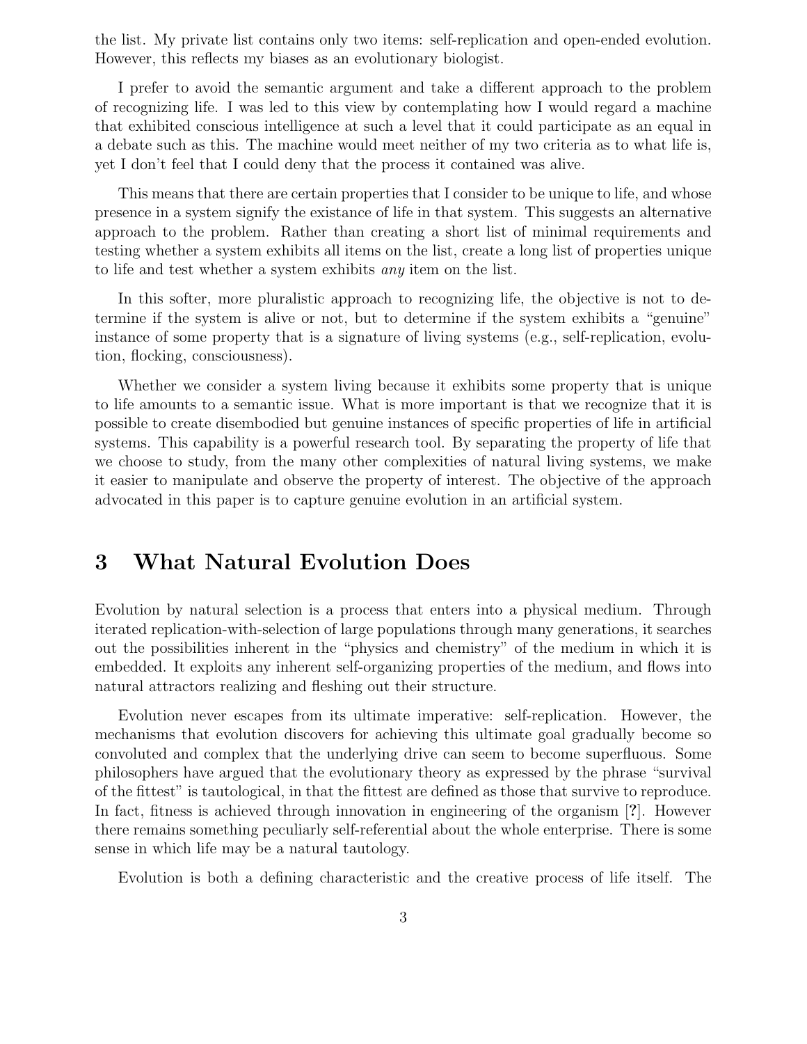the list. My private list contains only two items: self-replication and open-ended evolution. However, this reflects my biases as an evolutionary biologist.

I prefer to avoid the semantic argument and take a different approach to the problem of recognizing life. I was led to this view by contemplating how I would regard a machine that exhibited conscious intelligence at such a level that it could participate as an equal in a debate such as this. The machine would meet neither of my two criteria as to what life is, yet I don't feel that I could deny that the process it contained was alive.

This means that there are certain properties that I consider to be unique to life, and whose presence in a system signify the existance of life in that system. This suggests an alternative approach to the problem. Rather than creating a short list of minimal requirements and testing whether a system exhibits all items on the list, create a long list of properties unique to life and test whether a system exhibits *any* item on the list.

In this softer, more pluralistic approach to recognizing life, the objective is not to determine if the system is alive or not, but to determine if the system exhibits a "genuine" instance of some property that is a signature of living systems (e.g., self-replication, evolution, flocking, consciousness).

Whether we consider a system living because it exhibits some property that is unique to life amounts to a semantic issue. What is more important is that we recognize that it is possible to create disembodied but genuine instances of specific properties of life in artificial systems. This capability is a powerful research tool. By separating the property of life that we choose to study, from the many other complexities of natural living systems, we make it easier to manipulate and observe the property of interest. The objective of the approach advocated in this paper is to capture genuine evolution in an artificial system.

# 3 What Natural Evolution Does

Evolution by natural selection is a process that enters into a physical medium. Through iterated replication-with-selection of large populations through many generations, it searches out the possibilities inherent in the "physics and chemistry" of the medium in which it is embedded. It exploits any inherent self-organizing properties of the medium, and flows into natural attractors realizing and fleshing out their structure.

Evolution never escapes from its ultimate imperative: self-replication. However, the mechanisms that evolution discovers for achieving this ultimate goal gradually become so convoluted and complex that the underlying drive can seem to become superfluous. Some philosophers have argued that the evolutionary theory as expressed by the phrase "survival of the fittest" is tautological, in that the fittest are defined as those that survive to reproduce. In fact, fitness is achieved through innovation in engineering of the organism [**?**]. However there remains something peculiarly self-referential about the whole enterprise. There is some sense in which life may be a natural tautology.

Evolution is both a defining characteristic and the creative process of life itself. The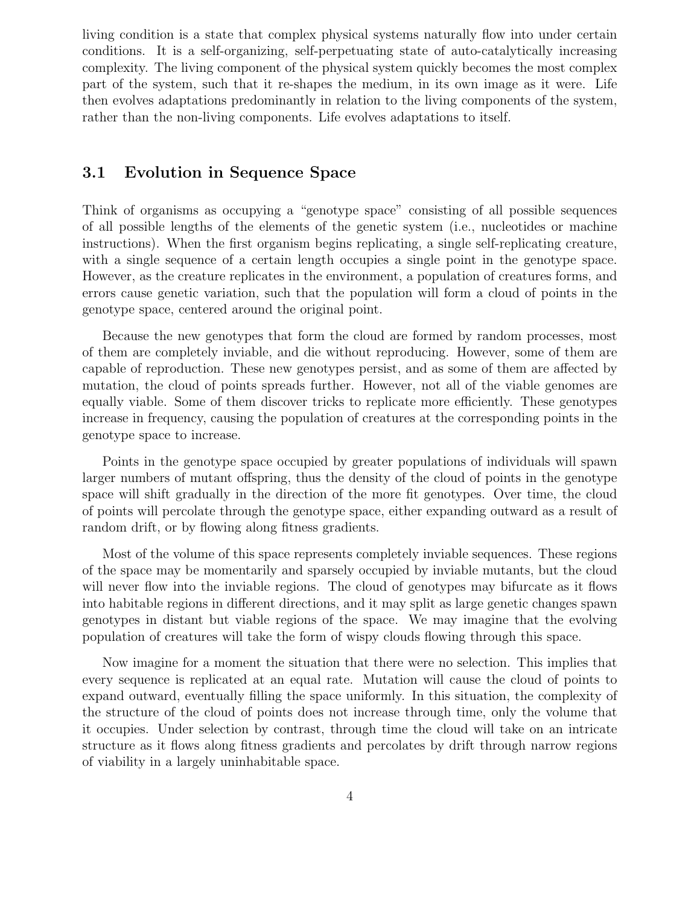living condition is a state that complex physical systems naturally flow into under certain conditions. It is a self-organizing, self-perpetuating state of auto-catalytically increasing complexity. The living component of the physical system quickly becomes the most complex part of the system, such that it re-shapes the medium, in its own image as it were. Life then evolves adaptations predominantly in relation to the living components of the system, rather than the non-living components. Life evolves adaptations to itself.

## 3.1 Evolution in Sequence Space

Think of organisms as occupying a "genotype space" consisting of all possible sequences of all possible lengths of the elements of the genetic system (i.e., nucleotides or machine instructions). When the first organism begins replicating, a single self-replicating creature, with a single sequence of a certain length occupies a single point in the genotype space. However, as the creature replicates in the environment, a population of creatures forms, and errors cause genetic variation, such that the population will form a cloud of points in the genotype space, centered around the original point.

Because the new genotypes that form the cloud are formed by random processes, most of them are completely inviable, and die without reproducing. However, some of them are capable of reproduction. These new genotypes persist, and as some of them are affected by mutation, the cloud of points spreads further. However, not all of the viable genomes are equally viable. Some of them discover tricks to replicate more efficiently. These genotypes increase in frequency, causing the population of creatures at the corresponding points in the genotype space to increase.

Points in the genotype space occupied by greater populations of individuals will spawn larger numbers of mutant offspring, thus the density of the cloud of points in the genotype space will shift gradually in the direction of the more fit genotypes. Over time, the cloud of points will percolate through the genotype space, either expanding outward as a result of random drift, or by flowing along fitness gradients.

Most of the volume of this space represents completely inviable sequences. These regions of the space may be momentarily and sparsely occupied by inviable mutants, but the cloud will never flow into the inviable regions. The cloud of genotypes may bifurcate as it flows into habitable regions in different directions, and it may split as large genetic changes spawn genotypes in distant but viable regions of the space. We may imagine that the evolving population of creatures will take the form of wispy clouds flowing through this space.

Now imagine for a moment the situation that there were no selection. This implies that every sequence is replicated at an equal rate. Mutation will cause the cloud of points to expand outward, eventually filling the space uniformly. In this situation, the complexity of the structure of the cloud of points does not increase through time, only the volume that it occupies. Under selection by contrast, through time the cloud will take on an intricate structure as it flows along fitness gradients and percolates by drift through narrow regions of viability in a largely uninhabitable space.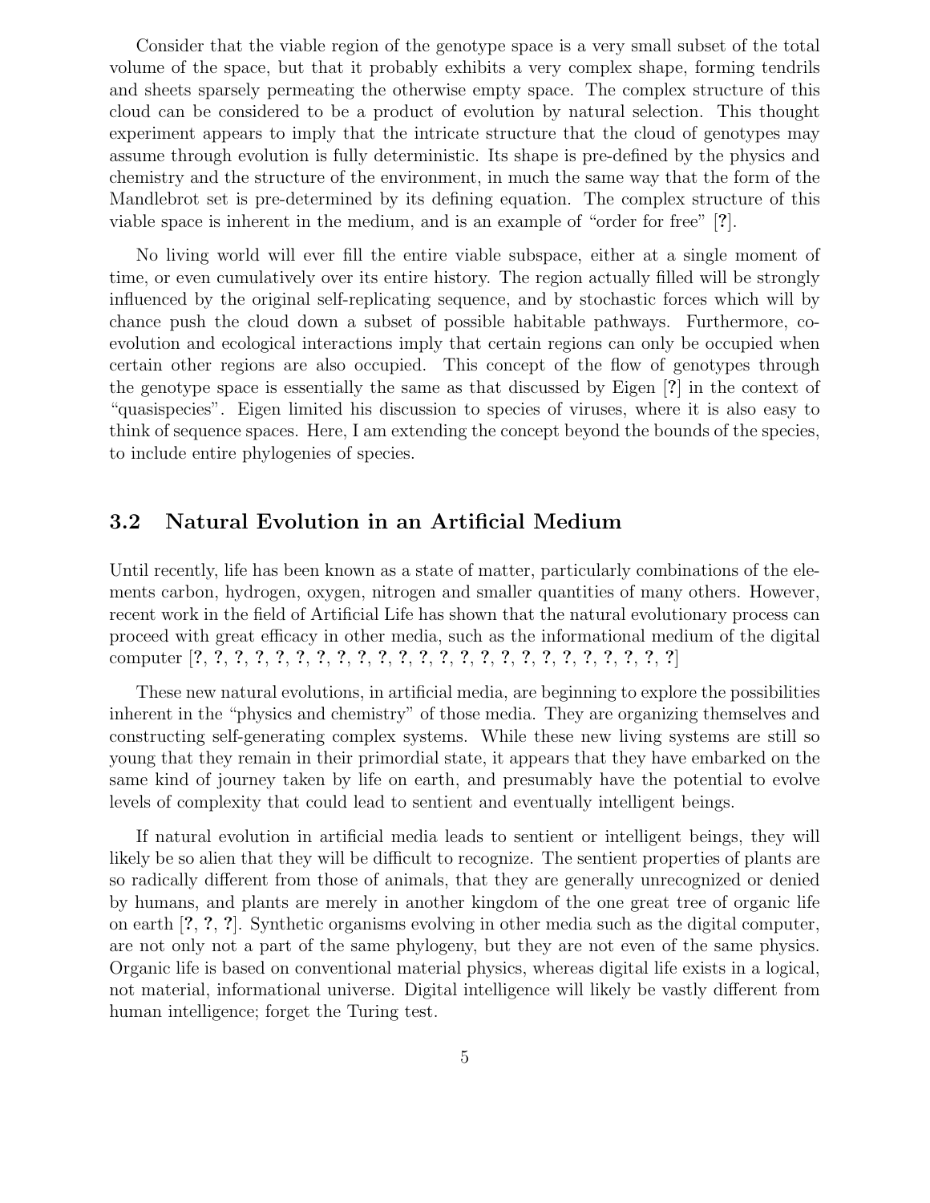Consider that the viable region of the genotype space is a very small subset of the total volume of the space, but that it probably exhibits a very complex shape, forming tendrils and sheets sparsely permeating the otherwise empty space. The complex structure of this cloud can be considered to be a product of evolution by natural selection. This thought experiment appears to imply that the intricate structure that the cloud of genotypes may assume through evolution is fully deterministic. Its shape is pre-defined by the physics and chemistry and the structure of the environment, in much the same way that the form of the Mandlebrot set is pre-determined by its defining equation. The complex structure of this viable space is inherent in the medium, and is an example of "order for free" [**?**].

No living world will ever fill the entire viable subspace, either at a single moment of time, or even cumulatively over its entire history. The region actually filled will be strongly influenced by the original self-replicating sequence, and by stochastic forces which will by chance push the cloud down a subset of possible habitable pathways. Furthermore, co-evolution and ecological interactions imply that certain regions can only be occupied when certain other regions are also occupied. This concept of the flow of genotypes through the genotype space is essentially the same as that discussed by Eigen [**?**] in the context of "quasispecies". Eigen limited his discussion to species of viruses, where it is also easy to think of sequence spaces. Here, I am extending the concept beyond the bounds of the species, to include entire phylogenies of species.

## 3.2 Natural Evolution in an Artificial Medium

Until recently, life has been known as a state of matter, particularly combinations of the elements carbon, hydrogen, oxygen, nitrogen and smaller quantities of many others. However, recent work in the field of Artificial Life has shown that the natural evolutionary process can proceed with great efficacy in other media, such as the informational medium of the digital computer [**?**, **?**, **?**, **?**, **?**, **?**, **?**, **?**, **?**, **?**, **?**, **?**, **?**, **?**, **?**, **?**, **?**, **?**, **?**, **?**, **?**, **?**, **?**, **?**, **?**]

These new natural evolutions, in artificial media, are beginning to explore the possibilities inherent in the "physics and chemistry" of those media. They are organizing themselves and constructing self-generating complex systems. While these new living systems are still so young that they remain in their primordial state, it appears that they have embarked on the same kind of journey taken by life on earth, and presumably have the potential to evolve levels of complexity that could lead to sentient and eventually intelligent beings.

If natural evolution in artificial media leads to sentient or intelligent beings, they will likely be so alien that they will be difficult to recognize. The sentient properties of plants are so radically different from those of animals, that they are generally unrecognized or denied by humans, and plants are merely in another kingdom of the one great tree of organic life on earth [**?**, **?**, **?**]. Synthetic organisms evolving in other media such as the digital computer, are not only not a part of the same phylogeny, but they are not even of the same physics. Organic life is based on conventional material physics, whereas digital life exists in a logical, not material, informational universe. Digital intelligence will likely be vastly different from human intelligence; forget the Turing test.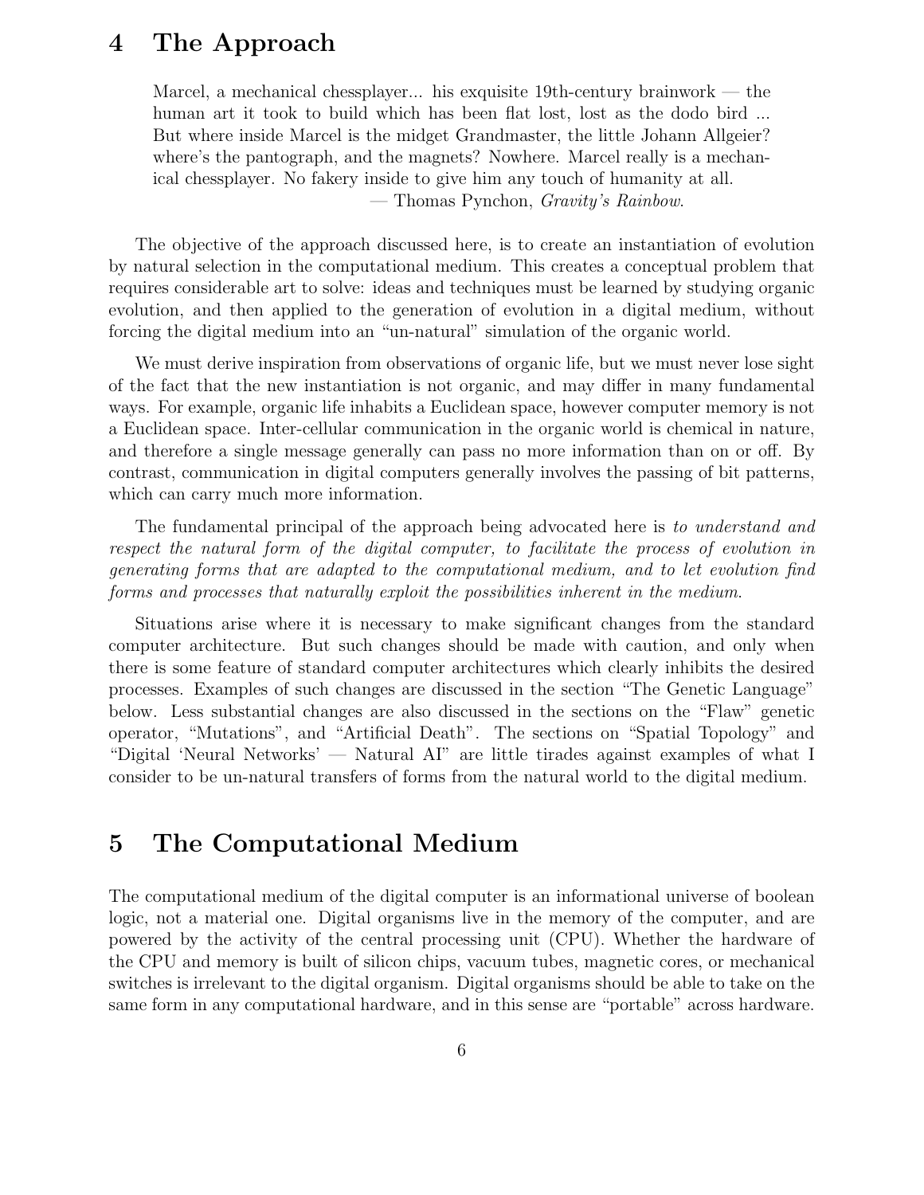## 4 The Approach

> Marcel, a mechanical chessplayer... his exquisite 19th-century brainwork — the human art it took to build which has been flat lost, lost as the dodo bird ... But where inside Marcel is the midget Grandmaster, the little Johann Allgeier? where's the pantograph, and the magnets? Nowhere. Marcel really is a mechanical chessplayer. No fakery inside to give him any touch of humanity at all.
>
> — Thomas Pynchon, *Gravity's Rainbow*.

The objective of the approach discussed here, is to create an instantiation of evolution by natural selection in the computational medium. This creates a conceptual problem that requires considerable art to solve: ideas and techniques must be learned by studying organic evolution, and then applied to the generation of evolution in a digital medium, without forcing the digital medium into an "un-natural" simulation of the organic world.

We must derive inspiration from observations of organic life, but we must never lose sight of the fact that the new instantiation is not organic, and may differ in many fundamental ways. For example, organic life inhabits a Euclidean space, however computer memory is not a Euclidean space. Inter-cellular communication in the organic world is chemical in nature, and therefore a single message generally can pass no more information than on or off. By contrast, communication in digital computers generally involves the passing of bit patterns, which can carry much more information.

The fundamental principal of the approach being advocated here is *to understand and respect the natural form of the digital computer, to facilitate the process of evolution in generating forms that are adapted to the computational medium, and to let evolution find forms and processes that naturally exploit the possibilities inherent in the medium*.

Situations arise where it is necessary to make significant changes from the standard computer architecture. But such changes should be made with caution, and only when there is some feature of standard computer architectures which clearly inhibits the desired processes. Examples of such changes are discussed in the section "The Genetic Language" below. Less substantial changes are also discussed in the sections on the "Flaw" genetic operator, "Mutations", and "Artificial Death". The sections on "Spatial Topology" and "Digital 'Neural Networks' — Natural AI" are little tirades against examples of what I consider to be un-natural transfers of forms from the natural world to the digital medium.

## 5 The Computational Medium

The computational medium of the digital computer is an informational universe of boolean logic, not a material one. Digital organisms live in the memory of the computer, and are powered by the activity of the central processing unit (CPU). Whether the hardware of the CPU and memory is built of silicon chips, vacuum tubes, magnetic cores, or mechanical switches is irrelevant to the digital organism. Digital organisms should be able to take on the same form in any computational hardware, and in this sense are "portable" across hardware.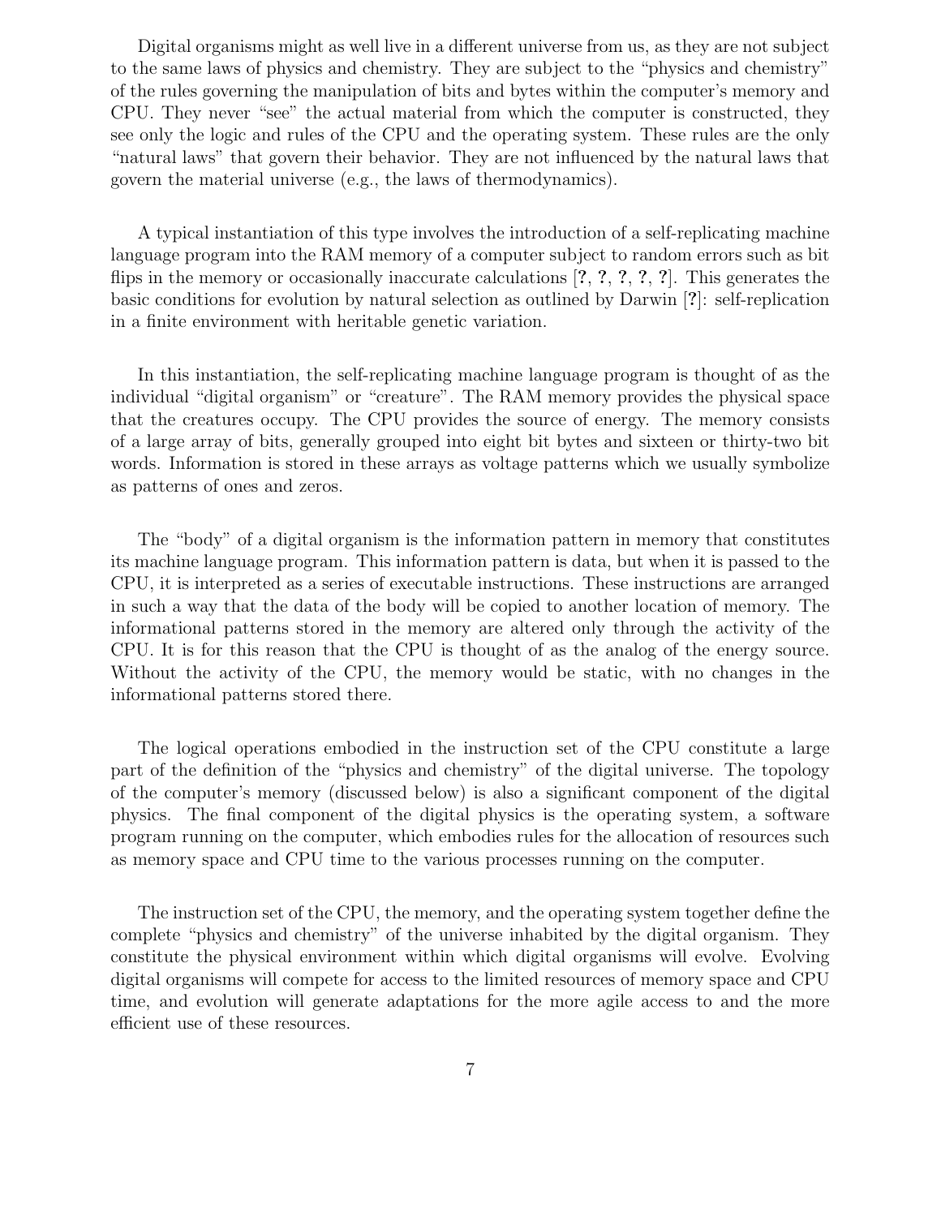Digital organisms might as well live in a different universe from us, as they are not subject to the same laws of physics and chemistry. They are subject to the "physics and chemistry" of the rules governing the manipulation of bits and bytes within the computer's memory and CPU. They never "see" the actual material from which the computer is constructed, they see only the logic and rules of the CPU and the operating system. These rules are the only "natural laws" that govern their behavior. They are not influenced by the natural laws that govern the material universe (e.g., the laws of thermodynamics).

A typical instantiation of this type involves the introduction of a self-replicating machine language program into the RAM memory of a computer subject to random errors such as bit flips in the memory or occasionally inaccurate calculations [?, ?, ?, ?, ?]. This generates the basic conditions for evolution by natural selection as outlined by Darwin [?]: self-replication in a finite environment with heritable genetic variation.

In this instantiation, the self-replicating machine language program is thought of as the individual "digital organism" or "creature". The RAM memory provides the physical space that the creatures occupy. The CPU provides the source of energy. The memory consists of a large array of bits, generally grouped into eight bit bytes and sixteen or thirty-two bit words. Information is stored in these arrays as voltage patterns which we usually symbolize as patterns of ones and zeros.

The "body" of a digital organism is the information pattern in memory that constitutes its machine language program. This information pattern is data, but when it is passed to the CPU, it is interpreted as a series of executable instructions. These instructions are arranged in such a way that the data of the body will be copied to another location of memory. The informational patterns stored in the memory are altered only through the activity of the CPU. It is for this reason that the CPU is thought of as the analog of the energy source. Without the activity of the CPU, the memory would be static, with no changes in the informational patterns stored there.

The logical operations embodied in the instruction set of the CPU constitute a large part of the definition of the "physics and chemistry" of the digital universe. The topology of the computer's memory (discussed below) is also a significant component of the digital physics. The final component of the digital physics is the operating system, a software program running on the computer, which embodies rules for the allocation of resources such as memory space and CPU time to the various processes running on the computer.

The instruction set of the CPU, the memory, and the operating system together define the complete "physics and chemistry" of the universe inhabited by the digital organism. They constitute the physical environment within which digital organisms will evolve. Evolving digital organisms will compete for access to the limited resources of memory space and CPU time, and evolution will generate adaptations for the more agile access to and the more efficient use of these resources.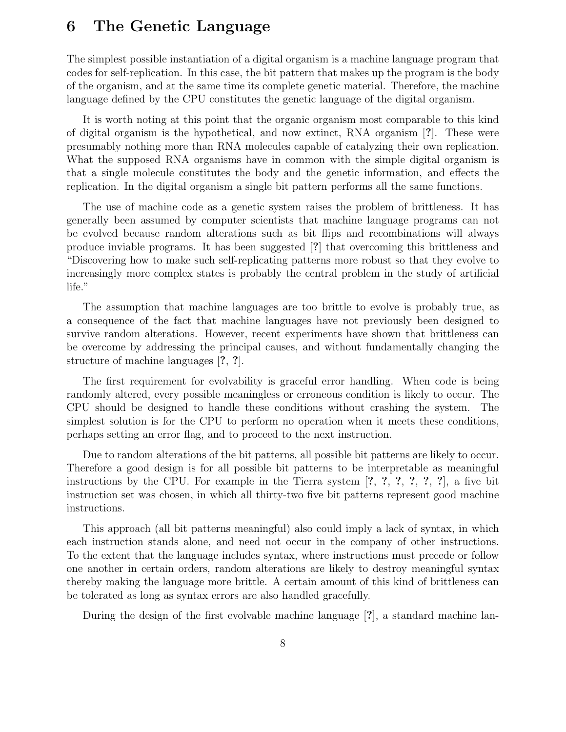## 6 The Genetic Language

The simplest possible instantiation of a digital organism is a machine language program that codes for self-replication. In this case, the bit pattern that makes up the program is the body of the organism, and at the same time its complete genetic material. Therefore, the machine language defined by the CPU constitutes the genetic language of the digital organism.

It is worth noting at this point that the organic organism most comparable to this kind of digital organism is the hypothetical, and now extinct, RNA organism [**?**]. These were presumably nothing more than RNA molecules capable of catalyzing their own replication. What the supposed RNA organisms have in common with the simple digital organism is that a single molecule constitutes the body and the genetic information, and effects the replication. In the digital organism a single bit pattern performs all the same functions.

The use of machine code as a genetic system raises the problem of brittleness. It has generally been assumed by computer scientists that machine language programs can not be evolved because random alterations such as bit flips and recombinations will always produce inviable programs. It has been suggested [**?**] that overcoming this brittleness and "Discovering how to make such self-replicating patterns more robust so that they evolve to increasingly more complex states is probably the central problem in the study of artificial life."

The assumption that machine languages are too brittle to evolve is probably true, as a consequence of the fact that machine languages have not previously been designed to survive random alterations. However, recent experiments have shown that brittleness can be overcome by addressing the principal causes, and without fundamentally changing the structure of machine languages [**?**, **?**].

The first requirement for evolvability is graceful error handling. When code is being randomly altered, every possible meaningless or erroneous condition is likely to occur. The CPU should be designed to handle these conditions without crashing the system. The simplest solution is for the CPU to perform no operation when it meets these conditions, perhaps setting an error flag, and to proceed to the next instruction.

Due to random alterations of the bit patterns, all possible bit patterns are likely to occur. Therefore a good design is for all possible bit patterns to be interpretable as meaningful instructions by the CPU. For example in the Tierra system [**?**, **?**, **?**, **?**, **?**, **?**], a five bit instruction set was chosen, in which all thirty-two five bit patterns represent good machine instructions.

This approach (all bit patterns meaningful) also could imply a lack of syntax, in which each instruction stands alone, and need not occur in the company of other instructions. To the extent that the language includes syntax, where instructions must precede or follow one another in certain orders, random alterations are likely to destroy meaningful syntax thereby making the language more brittle. A certain amount of this kind of brittleness can be tolerated as long as syntax errors are also handled gracefully.

During the design of the first evolvable machine language [**?**], a standard machine lan-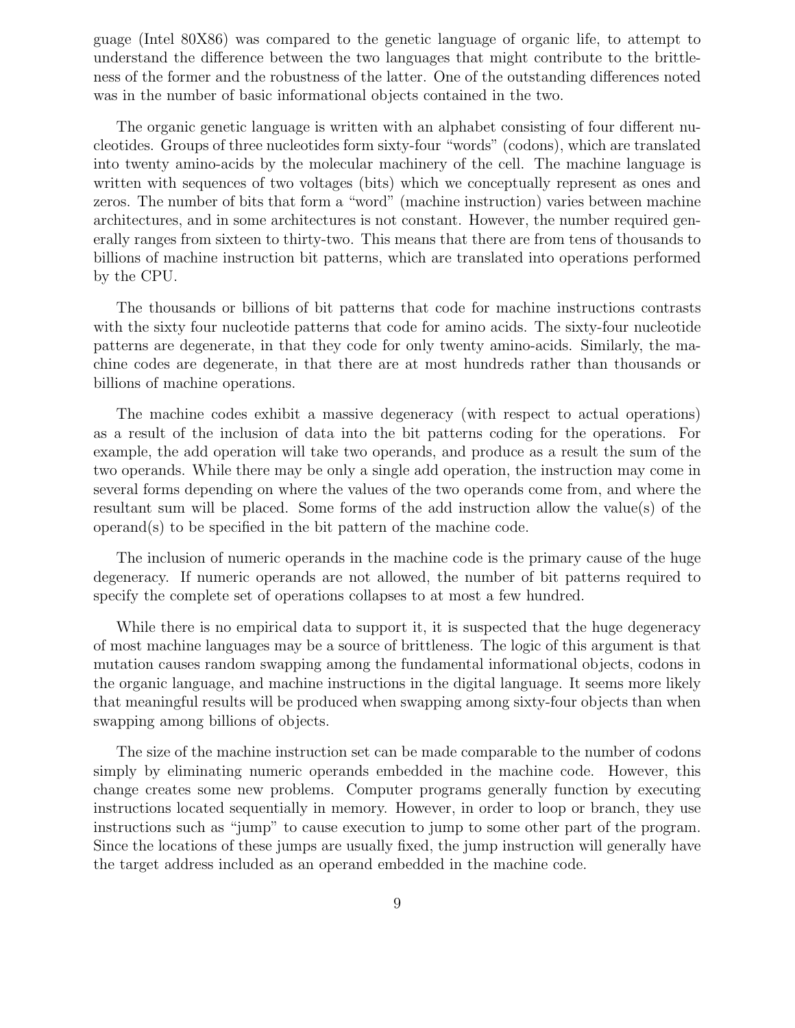guage (Intel 80X86) was compared to the genetic language of organic life, to attempt to understand the difference between the two languages that might contribute to the brittleness of the former and the robustness of the latter. One of the outstanding differences noted was in the number of basic informational objects contained in the two.

The organic genetic language is written with an alphabet consisting of four different nucleotides. Groups of three nucleotides form sixty-four "words" (codons), which are translated into twenty amino-acids by the molecular machinery of the cell. The machine language is written with sequences of two voltages (bits) which we conceptually represent as ones and zeros. The number of bits that form a "word" (machine instruction) varies between machine architectures, and in some architectures is not constant. However, the number required generally ranges from sixteen to thirty-two. This means that there are from tens of thousands to billions of machine instruction bit patterns, which are translated into operations performed by the CPU.

The thousands or billions of bit patterns that code for machine instructions contrasts with the sixty four nucleotide patterns that code for amino acids. The sixty-four nucleotide patterns are degenerate, in that they code for only twenty amino-acids. Similarly, the machine codes are degenerate, in that there are at most hundreds rather than thousands or billions of machine operations.

The machine codes exhibit a massive degeneracy (with respect to actual operations) as a result of the inclusion of data into the bit patterns coding for the operations. For example, the add operation will take two operands, and produce as a result the sum of the two operands. While there may be only a single add operation, the instruction may come in several forms depending on where the values of the two operands come from, and where the resultant sum will be placed. Some forms of the add instruction allow the value(s) of the operand(s) to be specified in the bit pattern of the machine code.

The inclusion of numeric operands in the machine code is the primary cause of the huge degeneracy. If numeric operands are not allowed, the number of bit patterns required to specify the complete set of operations collapses to at most a few hundred.

While there is no empirical data to support it, it is suspected that the huge degeneracy of most machine languages may be a source of brittleness. The logic of this argument is that mutation causes random swapping among the fundamental informational objects, codons in the organic language, and machine instructions in the digital language. It seems more likely that meaningful results will be produced when swapping among sixty-four objects than when swapping among billions of objects.

The size of the machine instruction set can be made comparable to the number of codons simply by eliminating numeric operands embedded in the machine code. However, this change creates some new problems. Computer programs generally function by executing instructions located sequentially in memory. However, in order to loop or branch, they use instructions such as "jump" to cause execution to jump to some other part of the program. Since the locations of these jumps are usually fixed, the jump instruction will generally have the target address included as an operand embedded in the machine code.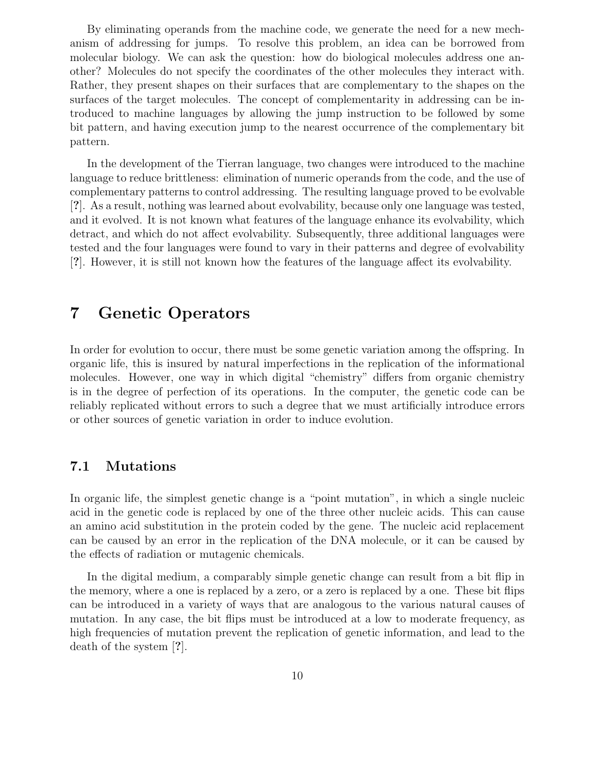By eliminating operands from the machine code, we generate the need for a new mechanism of addressing for jumps. To resolve this problem, an idea can be borrowed from molecular biology. We can ask the question: how do biological molecules address one another? Molecules do not specify the coordinates of the other molecules they interact with. Rather, they present shapes on their surfaces that are complementary to the shapes on the surfaces of the target molecules. The concept of complementarity in addressing can be introduced to machine languages by allowing the jump instruction to be followed by some bit pattern, and having execution jump to the nearest occurrence of the complementary bit pattern.

In the development of the Tierran language, two changes were introduced to the machine language to reduce brittleness: elimination of numeric operands from the code, and the use of complementary patterns to control addressing. The resulting language proved to be evolvable [?]. As a result, nothing was learned about evolvability, because only one language was tested, and it evolved. It is not known what features of the language enhance its evolvability, which detract, and which do not affect evolvability. Subsequently, three additional languages were tested and the four languages were found to vary in their patterns and degree of evolvability [?]. However, it is still not known how the features of the language affect its evolvability.

# 7 Genetic Operators

In order for evolution to occur, there must be some genetic variation among the offspring. In organic life, this is insured by natural imperfections in the replication of the informational molecules. However, one way in which digital "chemistry" differs from organic chemistry is in the degree of perfection of its operations. In the computer, the genetic code can be reliably replicated without errors to such a degree that we must artificially introduce errors or other sources of genetic variation in order to induce evolution.

## 7.1 Mutations

In organic life, the simplest genetic change is a "point mutation", in which a single nucleic acid in the genetic code is replaced by one of the three other nucleic acids. This can cause an amino acid substitution in the protein coded by the gene. The nucleic acid replacement can be caused by an error in the replication of the DNA molecule, or it can be caused by the effects of radiation or mutagenic chemicals.

In the digital medium, a comparably simple genetic change can result from a bit flip in the memory, where a one is replaced by a zero, or a zero is replaced by a one. These bit flips can be introduced in a variety of ways that are analogous to the various natural causes of mutation. In any case, the bit flips must be introduced at a low to moderate frequency, as high frequencies of mutation prevent the replication of genetic information, and lead to the death of the system [?].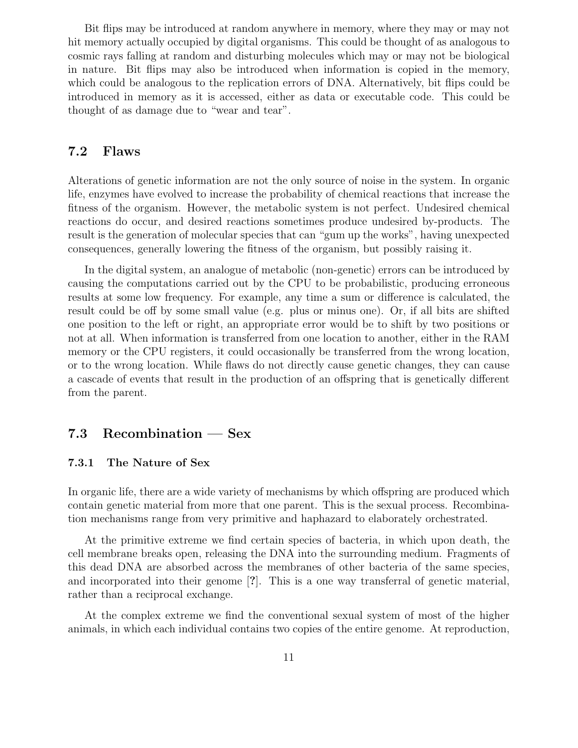Bit flips may be introduced at random anywhere in memory, where they may or may not hit memory actually occupied by digital organisms. This could be thought of as analogous to cosmic rays falling at random and disturbing molecules which may or may not be biological in nature. Bit flips may also be introduced when information is copied in the memory, which could be analogous to the replication errors of DNA. Alternatively, bit flips could be introduced in memory as it is accessed, either as data or executable code. This could be thought of as damage due to "wear and tear".

## 7.2 Flaws

Alterations of genetic information are not the only source of noise in the system. In organic life, enzymes have evolved to increase the probability of chemical reactions that increase the fitness of the organism. However, the metabolic system is not perfect. Undesired chemical reactions do occur, and desired reactions sometimes produce undesired by-products. The result is the generation of molecular species that can "gum up the works", having unexpected consequences, generally lowering the fitness of the organism, but possibly raising it.

In the digital system, an analogue of metabolic (non-genetic) errors can be introduced by causing the computations carried out by the CPU to be probabilistic, producing erroneous results at some low frequency. For example, any time a sum or difference is calculated, the result could be off by some small value (e.g. plus or minus one). Or, if all bits are shifted one position to the left or right, an appropriate error would be to shift by two positions or not at all. When information is transferred from one location to another, either in the RAM memory or the CPU registers, it could occasionally be transferred from the wrong location, or to the wrong location. While flaws do not directly cause genetic changes, they can cause a cascade of events that result in the production of an offspring that is genetically different from the parent.

## 7.3 Recombination — Sex

### 7.3.1 The Nature of Sex

In organic life, there are a wide variety of mechanisms by which offspring are produced which contain genetic material from more that one parent. This is the sexual process. Recombination mechanisms range from very primitive and haphazard to elaborately orchestrated.

At the primitive extreme we find certain species of bacteria, in which upon death, the cell membrane breaks open, releasing the DNA into the surrounding medium. Fragments of this dead DNA are absorbed across the membranes of other bacteria of the same species, and incorporated into their genome [**?**]. This is a one way transferral of genetic material, rather than a reciprocal exchange.

At the complex extreme we find the conventional sexual system of most of the higher animals, in which each individual contains two copies of the entire genome. At reproduction,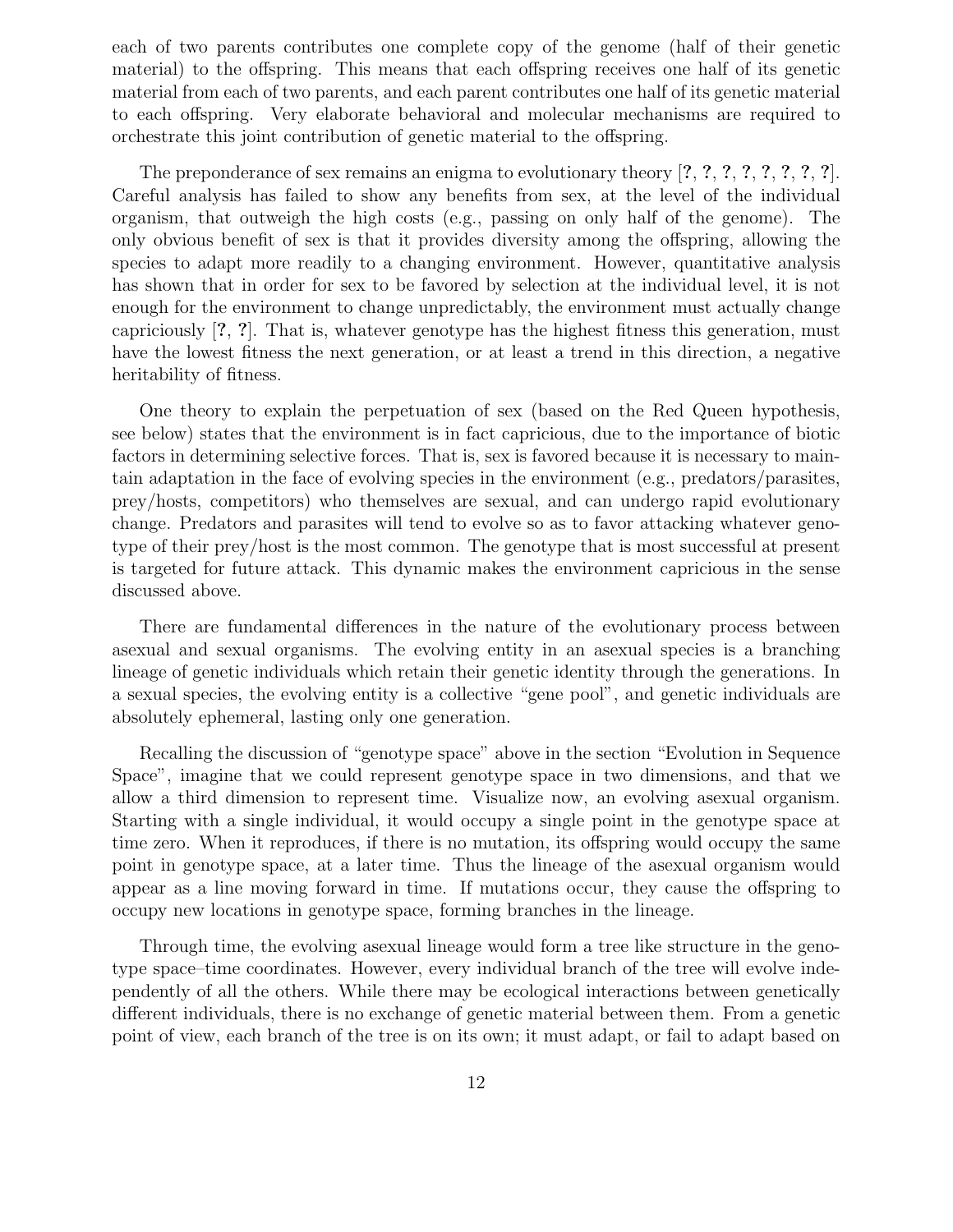each of two parents contributes one complete copy of the genome (half of their genetic material) to the offspring. This means that each offspring receives one half of its genetic material from each of two parents, and each parent contributes one half of its genetic material to each offspring. Very elaborate behavioral and molecular mechanisms are required to orchestrate this joint contribution of genetic material to the offspring.

The preponderance of sex remains an enigma to evolutionary theory [**?**, **?**, **?**, **?**, **?**, **?**, **?**, **?**]. Careful analysis has failed to show any benefits from sex, at the level of the individual organism, that outweigh the high costs (e.g., passing on only half of the genome). The only obvious benefit of sex is that it provides diversity among the offspring, allowing the species to adapt more readily to a changing environment. However, quantitative analysis has shown that in order for sex to be favored by selection at the individual level, it is not enough for the environment to change unpredictably, the environment must actually change capriciously [**?**, **?**]. That is, whatever genotype has the highest fitness this generation, must have the lowest fitness the next generation, or at least a trend in this direction, a negative heritability of fitness.

One theory to explain the perpetuation of sex (based on the Red Queen hypothesis, see below) states that the environment is in fact capricious, due to the importance of biotic factors in determining selective forces. That is, sex is favored because it is necessary to maintain adaptation in the face of evolving species in the environment (e.g., predators/parasites, prey/hosts, competitors) who themselves are sexual, and can undergo rapid evolutionary change. Predators and parasites will tend to evolve so as to favor attacking whatever genotype of their prey/host is the most common. The genotype that is most successful at present is targeted for future attack. This dynamic makes the environment capricious in the sense discussed above.

There are fundamental differences in the nature of the evolutionary process between asexual and sexual organisms. The evolving entity in an asexual species is a branching lineage of genetic individuals which retain their genetic identity through the generations. In a sexual species, the evolving entity is a collective "gene pool", and genetic individuals are absolutely ephemeral, lasting only one generation.

Recalling the discussion of "genotype space" above in the section "Evolution in Sequence Space", imagine that we could represent genotype space in two dimensions, and that we allow a third dimension to represent time. Visualize now, an evolving asexual organism. Starting with a single individual, it would occupy a single point in the genotype space at time zero. When it reproduces, if there is no mutation, its offspring would occupy the same point in genotype space, at a later time. Thus the lineage of the asexual organism would appear as a line moving forward in time. If mutations occur, they cause the offspring to occupy new locations in genotype space, forming branches in the lineage.

Through time, the evolving asexual lineage would form a tree like structure in the genotype space–time coordinates. However, every individual branch of the tree will evolve independently of all the others. While there may be ecological interactions between genetically different individuals, there is no exchange of genetic material between them. From a genetic point of view, each branch of the tree is on its own; it must adapt, or fail to adapt based on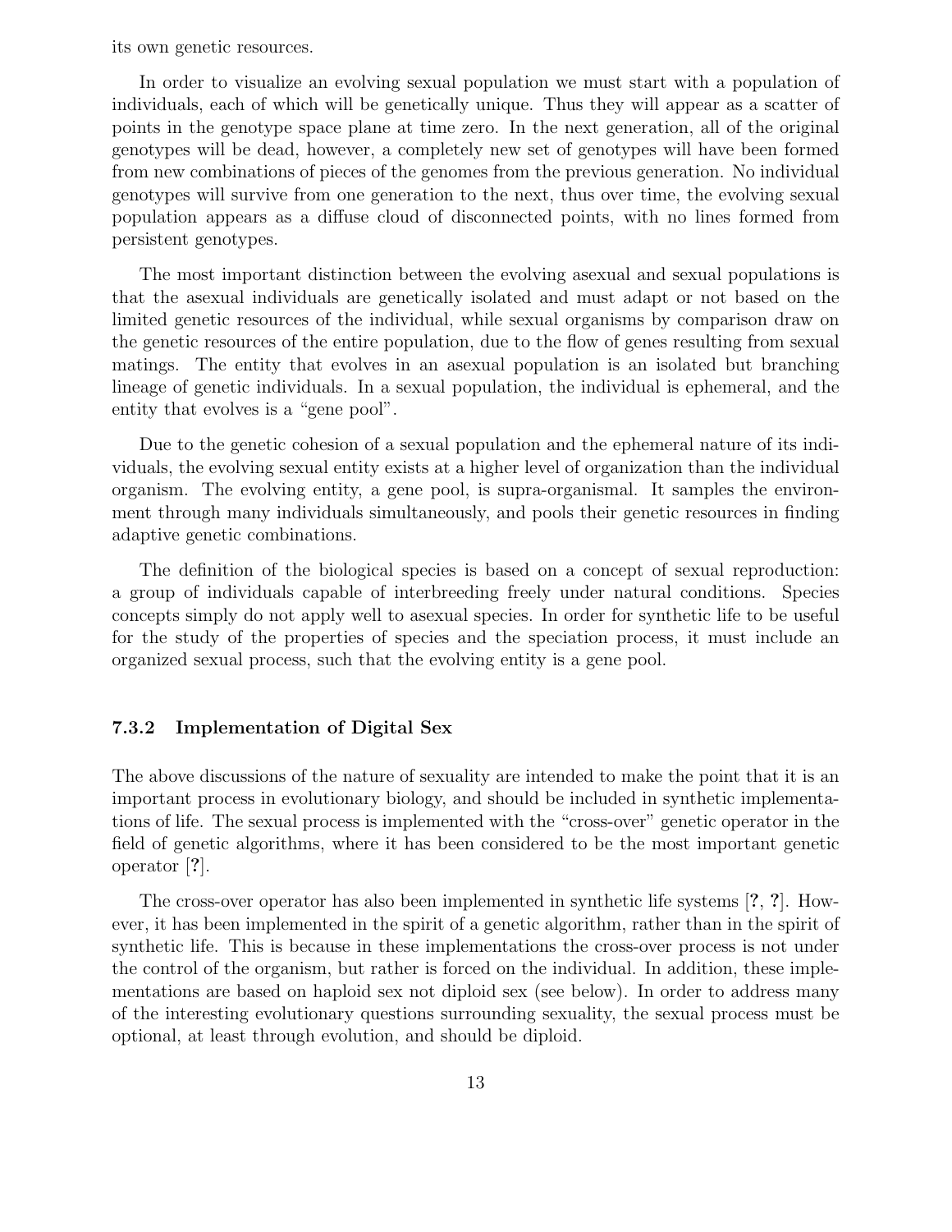its own genetic resources.

In order to visualize an evolving sexual population we must start with a population of individuals, each of which will be genetically unique. Thus they will appear as a scatter of points in the genotype space plane at time zero. In the next generation, all of the original genotypes will be dead, however, a completely new set of genotypes will have been formed from new combinations of pieces of the genomes from the previous generation. No individual genotypes will survive from one generation to the next, thus over time, the evolving sexual population appears as a diffuse cloud of disconnected points, with no lines formed from persistent genotypes.

The most important distinction between the evolving asexual and sexual populations is that the asexual individuals are genetically isolated and must adapt or not based on the limited genetic resources of the individual, while sexual organisms by comparison draw on the genetic resources of the entire population, due to the flow of genes resulting from sexual matings. The entity that evolves in an asexual population is an isolated but branching lineage of genetic individuals. In a sexual population, the individual is ephemeral, and the entity that evolves is a "gene pool".

Due to the genetic cohesion of a sexual population and the ephemeral nature of its individuals, the evolving sexual entity exists at a higher level of organization than the individual organism. The evolving entity, a gene pool, is supra-organismal. It samples the environment through many individuals simultaneously, and pools their genetic resources in finding adaptive genetic combinations.

The definition of the biological species is based on a concept of sexual reproduction: a group of individuals capable of interbreeding freely under natural conditions. Species concepts simply do not apply well to asexual species. In order for synthetic life to be useful for the study of the properties of species and the speciation process, it must include an organized sexual process, such that the evolving entity is a gene pool.

### 7.3.2 Implementation of Digital Sex

The above discussions of the nature of sexuality are intended to make the point that it is an important process in evolutionary biology, and should be included in synthetic implementations of life. The sexual process is implemented with the "cross-over" genetic operator in the field of genetic algorithms, where it has been considered to be the most important genetic operator [**?**].

The cross-over operator has also been implemented in synthetic life systems [**?**, **?**]. However, it has been implemented in the spirit of a genetic algorithm, rather than in the spirit of synthetic life. This is because in these implementations the cross-over process is not under the control of the organism, but rather is forced on the individual. In addition, these implementations are based on haploid sex not diploid sex (see below). In order to address many of the interesting evolutionary questions surrounding sexuality, the sexual process must be optional, at least through evolution, and should be diploid.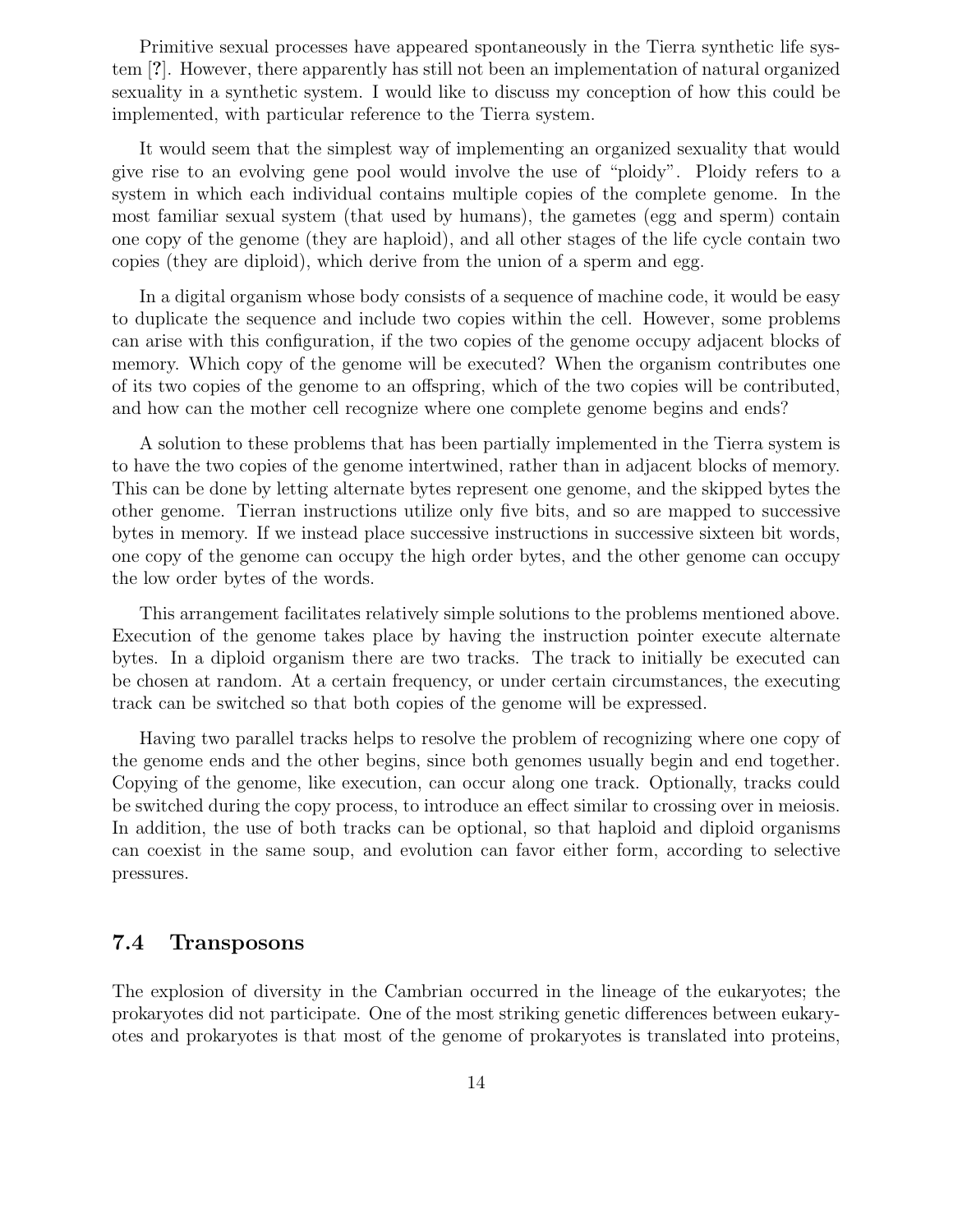Primitive sexual processes have appeared spontaneously in the Tierra synthetic life system [**?**]. However, there apparently has still not been an implementation of natural organized sexuality in a synthetic system. I would like to discuss my conception of how this could be implemented, with particular reference to the Tierra system.

It would seem that the simplest way of implementing an organized sexuality that would give rise to an evolving gene pool would involve the use of "ploidy". Ploidy refers to a system in which each individual contains multiple copies of the complete genome. In the most familiar sexual system (that used by humans), the gametes (egg and sperm) contain one copy of the genome (they are haploid), and all other stages of the life cycle contain two copies (they are diploid), which derive from the union of a sperm and egg.

In a digital organism whose body consists of a sequence of machine code, it would be easy to duplicate the sequence and include two copies within the cell. However, some problems can arise with this configuration, if the two copies of the genome occupy adjacent blocks of memory. Which copy of the genome will be executed? When the organism contributes one of its two copies of the genome to an offspring, which of the two copies will be contributed, and how can the mother cell recognize where one complete genome begins and ends?

A solution to these problems that has been partially implemented in the Tierra system is to have the two copies of the genome intertwined, rather than in adjacent blocks of memory. This can be done by letting alternate bytes represent one genome, and the skipped bytes the other genome. Tierran instructions utilize only five bits, and so are mapped to successive bytes in memory. If we instead place successive instructions in successive sixteen bit words, one copy of the genome can occupy the high order bytes, and the other genome can occupy the low order bytes of the words.

This arrangement facilitates relatively simple solutions to the problems mentioned above. Execution of the genome takes place by having the instruction pointer execute alternate bytes. In a diploid organism there are two tracks. The track to initially be executed can be chosen at random. At a certain frequency, or under certain circumstances, the executing track can be switched so that both copies of the genome will be expressed.

Having two parallel tracks helps to resolve the problem of recognizing where one copy of the genome ends and the other begins, since both genomes usually begin and end together. Copying of the genome, like execution, can occur along one track. Optionally, tracks could be switched during the copy process, to introduce an effect similar to crossing over in meiosis. In addition, the use of both tracks can be optional, so that haploid and diploid organisms can coexist in the same soup, and evolution can favor either form, according to selective pressures.

## 7.4 Transposons

The explosion of diversity in the Cambrian occurred in the lineage of the eukaryotes; the prokaryotes did not participate. One of the most striking genetic differences between eukaryotes and prokaryotes is that most of the genome of prokaryotes is translated into proteins,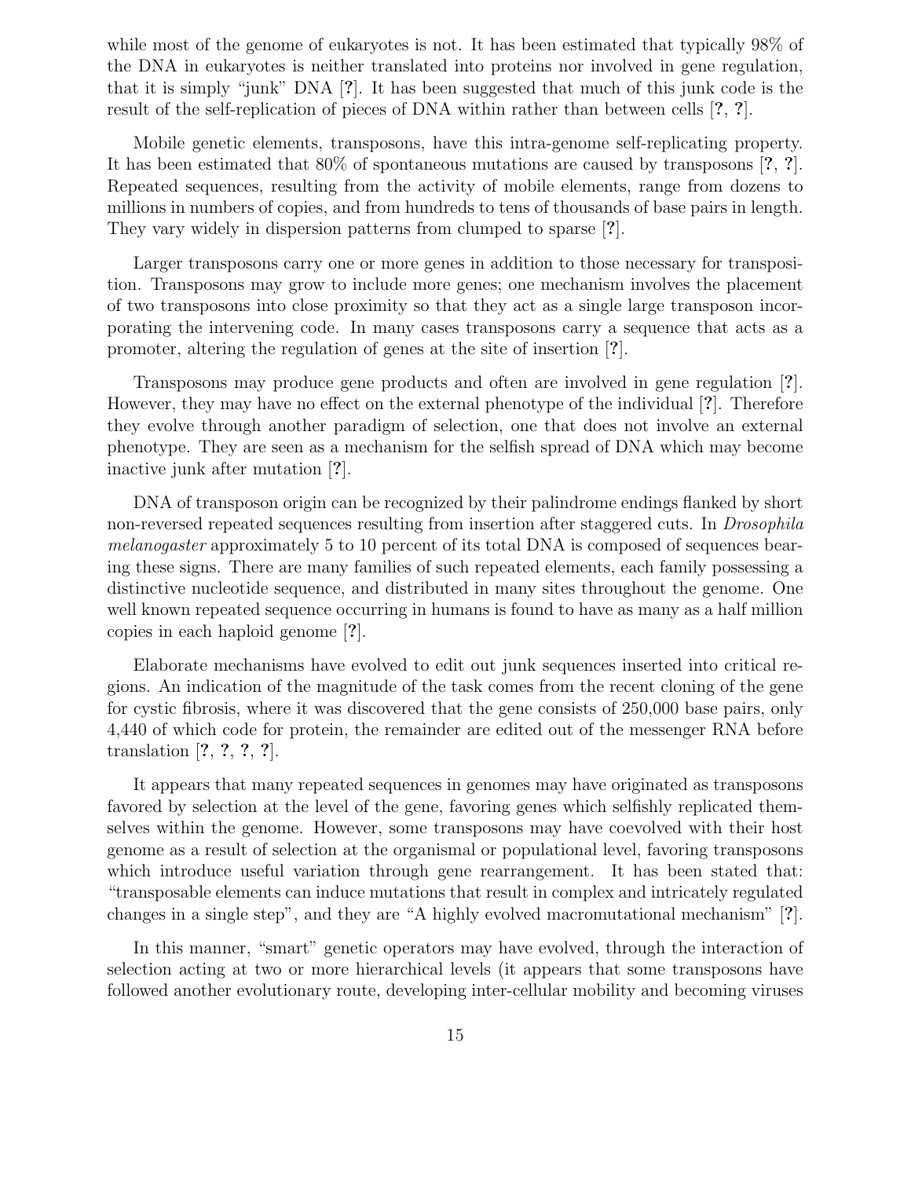while most of the genome of eukaryotes is not. It has been estimated that typically 98% of the DNA in eukaryotes is neither translated into proteins nor involved in gene regulation, that it is simply "junk" DNA [**?**]. It has been suggested that much of this junk code is the result of the self-replication of pieces of DNA within rather than between cells [**?**, **?**].

Mobile genetic elements, transposons, have this intra-genome self-replicating property. It has been estimated that 80% of spontaneous mutations are caused by transposons [**?**, **?**]. Repeated sequences, resulting from the activity of mobile elements, range from dozens to millions in numbers of copies, and from hundreds to tens of thousands of base pairs in length. They vary widely in dispersion patterns from clumped to sparse [**?**].

Larger transposons carry one or more genes in addition to those necessary for transposition. Transposons may grow to include more genes; one mechanism involves the placement of two transposons into close proximity so that they act as a single large transposon incorporating the intervening code. In many cases transposons carry a sequence that acts as a promoter, altering the regulation of genes at the site of insertion [**?**].

Transposons may produce gene products and often are involved in gene regulation [**?**]. However, they may have no effect on the external phenotype of the individual [**?**]. Therefore they evolve through another paradigm of selection, one that does not involve an external phenotype. They are seen as a mechanism for the selfish spread of DNA which may become inactive junk after mutation [**?**].

DNA of transposon origin can be recognized by their palindrome endings flanked by short non-reversed repeated sequences resulting from insertion after staggered cuts. In *Drosophila melanogaster* approximately 5 to 10 percent of its total DNA is composed of sequences bearing these signs. There are many families of such repeated elements, each family possessing a distinctive nucleotide sequence, and distributed in many sites throughout the genome. One well known repeated sequence occurring in humans is found to have as many as a half million copies in each haploid genome [**?**].

Elaborate mechanisms have evolved to edit out junk sequences inserted into critical regions. An indication of the magnitude of the task comes from the recent cloning of the gene for cystic fibrosis, where it was discovered that the gene consists of 250,000 base pairs, only 4,440 of which code for protein, the remainder are edited out of the messenger RNA before translation [**?**, **?**, **?**, **?**].

It appears that many repeated sequences in genomes may have originated as transposons favored by selection at the level of the gene, favoring genes which selfishly replicated themselves within the genome. However, some transposons may have coevolved with their host genome as a result of selection at the organismal or populational level, favoring transposons which introduce useful variation through gene rearrangement. It has been stated that: "transposable elements can induce mutations that result in complex and intricately regulated changes in a single step", and they are "A highly evolved macromutational mechanism" [**?**].

In this manner, "smart" genetic operators may have evolved, through the interaction of selection acting at two or more hierarchical levels (it appears that some transposons have followed another evolutionary route, developing inter-cellular mobility and becoming viruses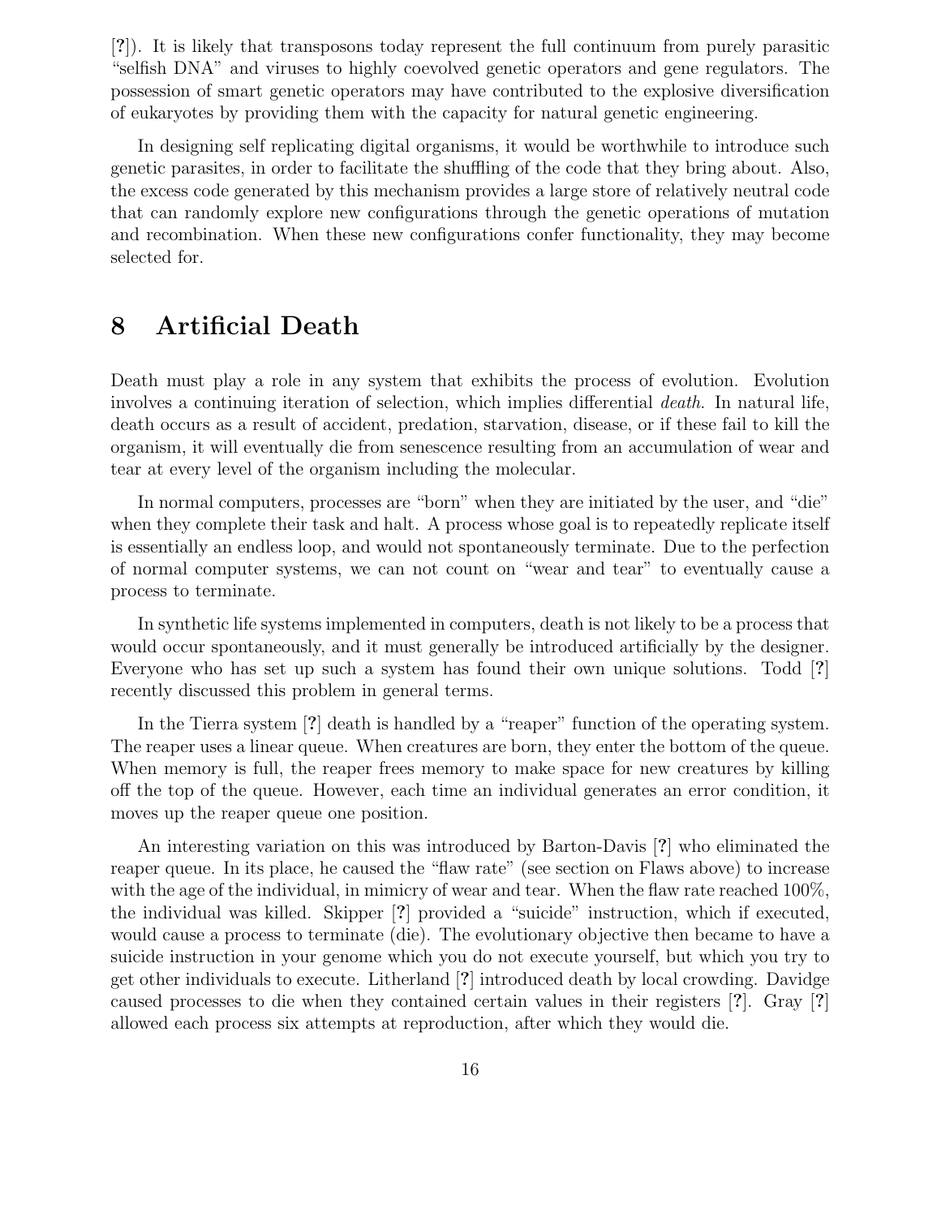[?]). It is likely that transposons today represent the full continuum from purely parasitic "selfish DNA" and viruses to highly coevolved genetic operators and gene regulators. The possession of smart genetic operators may have contributed to the explosive diversification of eukaryotes by providing them with the capacity for natural genetic engineering.

In designing self replicating digital organisms, it would be worthwhile to introduce such genetic parasites, in order to facilitate the shuffling of the code that they bring about. Also, the excess code generated by this mechanism provides a large store of relatively neutral code that can randomly explore new configurations through the genetic operations of mutation and recombination. When these new configurations confer functionality, they may become selected for.

## 8 Artificial Death

Death must play a role in any system that exhibits the process of evolution. Evolution involves a continuing iteration of selection, which implies differential *death*. In natural life, death occurs as a result of accident, predation, starvation, disease, or if these fail to kill the organism, it will eventually die from senescence resulting from an accumulation of wear and tear at every level of the organism including the molecular.

In normal computers, processes are "born" when they are initiated by the user, and "die" when they complete their task and halt. A process whose goal is to repeatedly replicate itself is essentially an endless loop, and would not spontaneously terminate. Due to the perfection of normal computer systems, we can not count on "wear and tear" to eventually cause a process to terminate.

In synthetic life systems implemented in computers, death is not likely to be a process that would occur spontaneously, and it must generally be introduced artificially by the designer. Everyone who has set up such a system has found their own unique solutions. Todd [?] recently discussed this problem in general terms.

In the Tierra system [?] death is handled by a "reaper" function of the operating system. The reaper uses a linear queue. When creatures are born, they enter the bottom of the queue. When memory is full, the reaper frees memory to make space for new creatures by killing off the top of the queue. However, each time an individual generates an error condition, it moves up the reaper queue one position.

An interesting variation on this was introduced by Barton-Davis [?] who eliminated the reaper queue. In its place, he caused the "flaw rate" (see section on Flaws above) to increase with the age of the individual, in mimicry of wear and tear. When the flaw rate reached 100%, the individual was killed. Skipper [?] provided a "suicide" instruction, which if executed, would cause a process to terminate (die). The evolutionary objective then became to have a suicide instruction in your genome which you do not execute yourself, but which you try to get other individuals to execute. Litherland [?] introduced death by local crowding. Davidge caused processes to die when they contained certain values in their registers [?]. Gray [?] allowed each process six attempts at reproduction, after which they would die.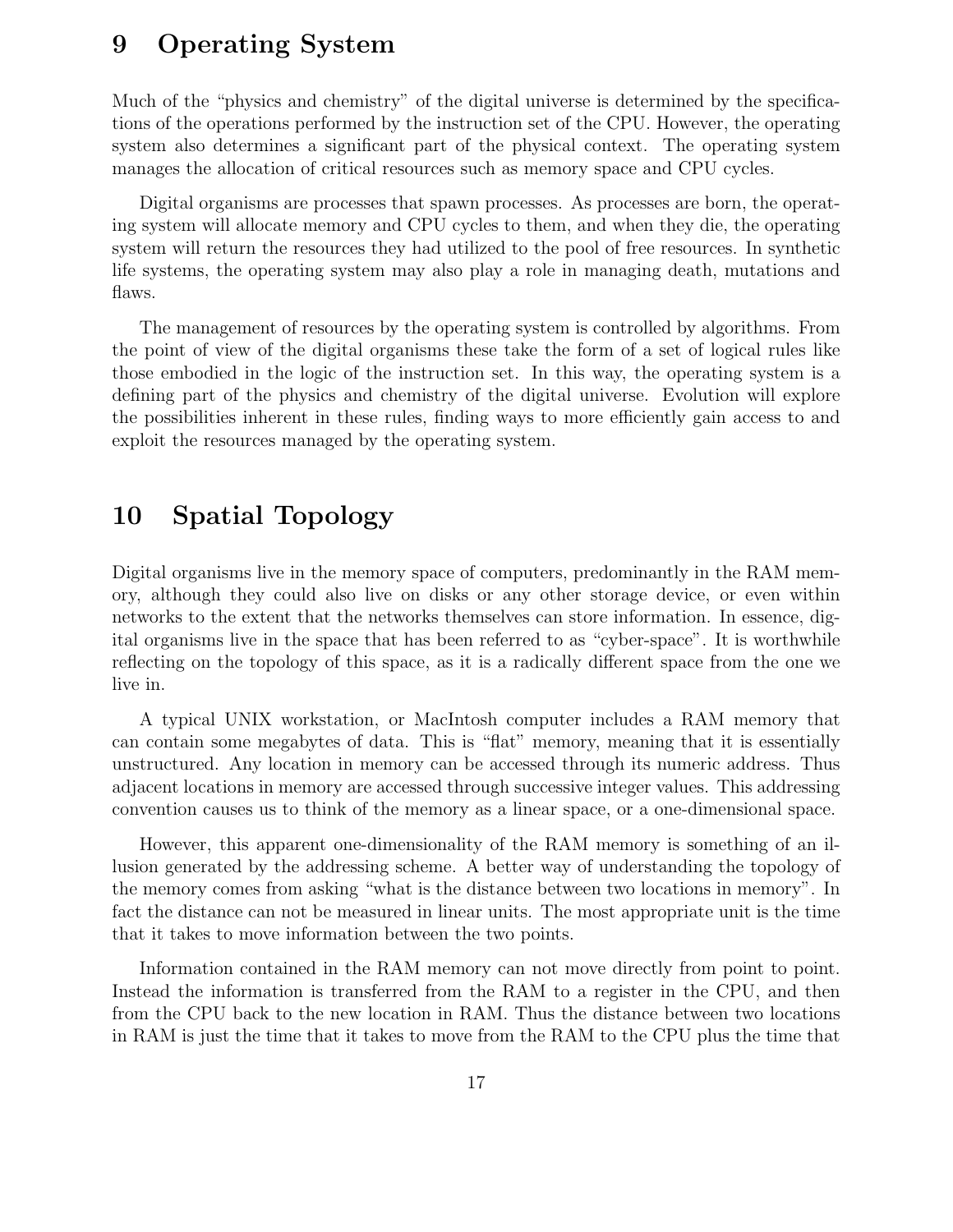## 9 Operating System

Much of the "physics and chemistry" of the digital universe is determined by the specifications of the operations performed by the instruction set of the CPU. However, the operating system also determines a significant part of the physical context. The operating system manages the allocation of critical resources such as memory space and CPU cycles.

Digital organisms are processes that spawn processes. As processes are born, the operating system will allocate memory and CPU cycles to them, and when they die, the operating system will return the resources they had utilized to the pool of free resources. In synthetic life systems, the operating system may also play a role in managing death, mutations and flaws.

The management of resources by the operating system is controlled by algorithms. From the point of view of the digital organisms these take the form of a set of logical rules like those embodied in the logic of the instruction set. In this way, the operating system is a defining part of the physics and chemistry of the digital universe. Evolution will explore the possibilities inherent in these rules, finding ways to more efficiently gain access to and exploit the resources managed by the operating system.

## 10 Spatial Topology

Digital organisms live in the memory space of computers, predominantly in the RAM memory, although they could also live on disks or any other storage device, or even within networks to the extent that the networks themselves can store information. In essence, digital organisms live in the space that has been referred to as "cyber-space". It is worthwhile reflecting on the topology of this space, as it is a radically different space from the one we live in.

A typical UNIX workstation, or MacIntosh computer includes a RAM memory that can contain some megabytes of data. This is "flat" memory, meaning that it is essentially unstructured. Any location in memory can be accessed through its numeric address. Thus adjacent locations in memory are accessed through successive integer values. This addressing convention causes us to think of the memory as a linear space, or a one-dimensional space.

However, this apparent one-dimensionality of the RAM memory is something of an illusion generated by the addressing scheme. A better way of understanding the topology of the memory comes from asking "what is the distance between two locations in memory". In fact the distance can not be measured in linear units. The most appropriate unit is the time that it takes to move information between the two points.

Information contained in the RAM memory can not move directly from point to point. Instead the information is transferred from the RAM to a register in the CPU, and then from the CPU back to the new location in RAM. Thus the distance between two locations in RAM is just the time that it takes to move from the RAM to the CPU plus the time that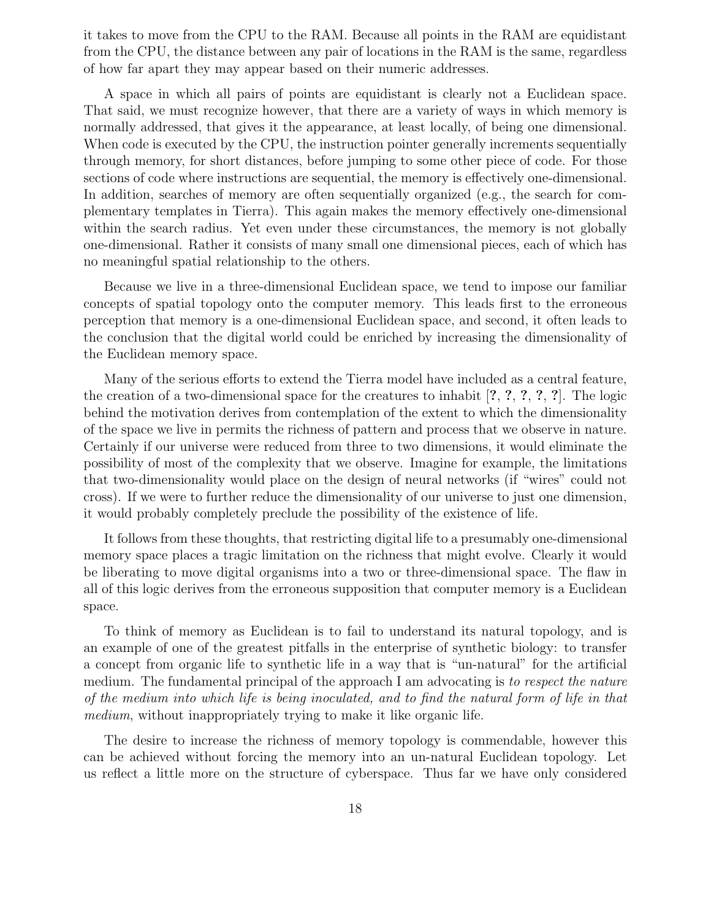it takes to move from the CPU to the RAM. Because all points in the RAM are equidistant from the CPU, the distance between any pair of locations in the RAM is the same, regardless of how far apart they may appear based on their numeric addresses.

A space in which all pairs of points are equidistant is clearly not a Euclidean space. That said, we must recognize however, that there are a variety of ways in which memory is normally addressed, that gives it the appearance, at least locally, of being one dimensional. When code is executed by the CPU, the instruction pointer generally increments sequentially through memory, for short distances, before jumping to some other piece of code. For those sections of code where instructions are sequential, the memory is effectively one-dimensional. In addition, searches of memory are often sequentially organized (e.g., the search for complementary templates in Tierra). This again makes the memory effectively one-dimensional within the search radius. Yet even under these circumstances, the memory is not globally one-dimensional. Rather it consists of many small one dimensional pieces, each of which has no meaningful spatial relationship to the others.

Because we live in a three-dimensional Euclidean space, we tend to impose our familiar concepts of spatial topology onto the computer memory. This leads first to the erroneous perception that memory is a one-dimensional Euclidean space, and second, it often leads to the conclusion that the digital world could be enriched by increasing the dimensionality of the Euclidean memory space.

Many of the serious efforts to extend the Tierra model have included as a central feature, the creation of a two-dimensional space for the creatures to inhabit [**?**, **?**, **?**, **?**, **?**]. The logic behind the motivation derives from contemplation of the extent to which the dimensionality of the space we live in permits the richness of pattern and process that we observe in nature. Certainly if our universe were reduced from three to two dimensions, it would eliminate the possibility of most of the complexity that we observe. Imagine for example, the limitations that two-dimensionality would place on the design of neural networks (if "wires" could not cross). If we were to further reduce the dimensionality of our universe to just one dimension, it would probably completely preclude the possibility of the existence of life.

It follows from these thoughts, that restricting digital life to a presumably one-dimensional memory space places a tragic limitation on the richness that might evolve. Clearly it would be liberating to move digital organisms into a two or three-dimensional space. The flaw in all of this logic derives from the erroneous supposition that computer memory is a Euclidean space.

To think of memory as Euclidean is to fail to understand its natural topology, and is an example of one of the greatest pitfalls in the enterprise of synthetic biology: to transfer a concept from organic life to synthetic life in a way that is "un-natural" for the artificial medium. The fundamental principal of the approach I am advocating is *to respect the nature of the medium into which life is being inoculated, and to find the natural form of life in that medium*, without inappropriately trying to make it like organic life.

The desire to increase the richness of memory topology is commendable, however this can be achieved without forcing the memory into an un-natural Euclidean topology. Let us reflect a little more on the structure of cyberspace. Thus far we have only considered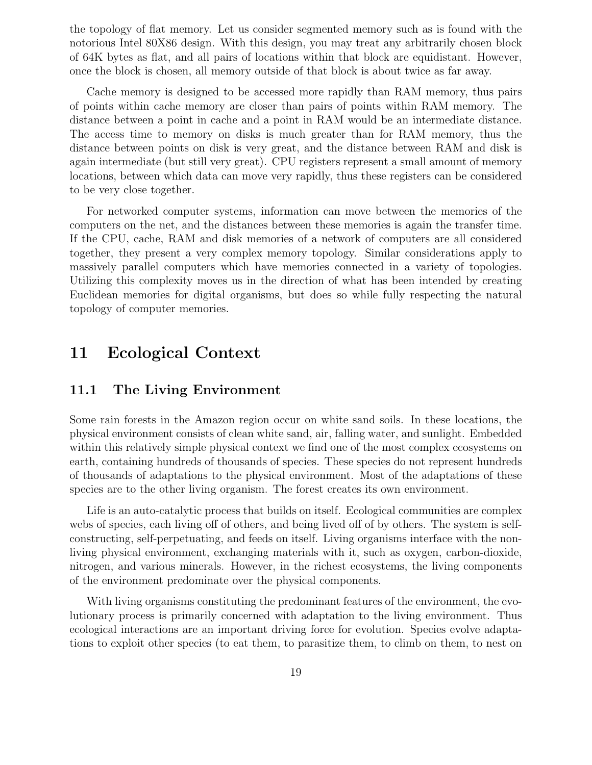the topology of flat memory. Let us consider segmented memory such as is found with the notorious Intel 80X86 design. With this design, you may treat any arbitrarily chosen block of 64K bytes as flat, and all pairs of locations within that block are equidistant. However, once the block is chosen, all memory outside of that block is about twice as far away.

Cache memory is designed to be accessed more rapidly than RAM memory, thus pairs of points within cache memory are closer than pairs of points within RAM memory. The distance between a point in cache and a point in RAM would be an intermediate distance. The access time to memory on disks is much greater than for RAM memory, thus the distance between points on disk is very great, and the distance between RAM and disk is again intermediate (but still very great). CPU registers represent a small amount of memory locations, between which data can move very rapidly, thus these registers can be considered to be very close together.

For networked computer systems, information can move between the memories of the computers on the net, and the distances between these memories is again the transfer time. If the CPU, cache, RAM and disk memories of a network of computers are all considered together, they present a very complex memory topology. Similar considerations apply to massively parallel computers which have memories connected in a variety of topologies. Utilizing this complexity moves us in the direction of what has been intended by creating Euclidean memories for digital organisms, but does so while fully respecting the natural topology of computer memories.

# 11 Ecological Context

## 11.1 The Living Environment

Some rain forests in the Amazon region occur on white sand soils. In these locations, the physical environment consists of clean white sand, air, falling water, and sunlight. Embedded within this relatively simple physical context we find one of the most complex ecosystems on earth, containing hundreds of thousands of species. These species do not represent hundreds of thousands of adaptations to the physical environment. Most of the adaptations of these species are to the other living organism. The forest creates its own environment.

Life is an auto-catalytic process that builds on itself. Ecological communities are complex webs of species, each living off of others, and being lived off of by others. The system is self-constructing, self-perpetuating, and feeds on itself. Living organisms interface with the non-living physical environment, exchanging materials with it, such as oxygen, carbon-dioxide, nitrogen, and various minerals. However, in the richest ecosystems, the living components of the environment predominate over the physical components.

With living organisms constituting the predominant features of the environment, the evolutionary process is primarily concerned with adaptation to the living environment. Thus ecological interactions are an important driving force for evolution. Species evolve adaptations to exploit other species (to eat them, to parasitize them, to climb on them, to nest on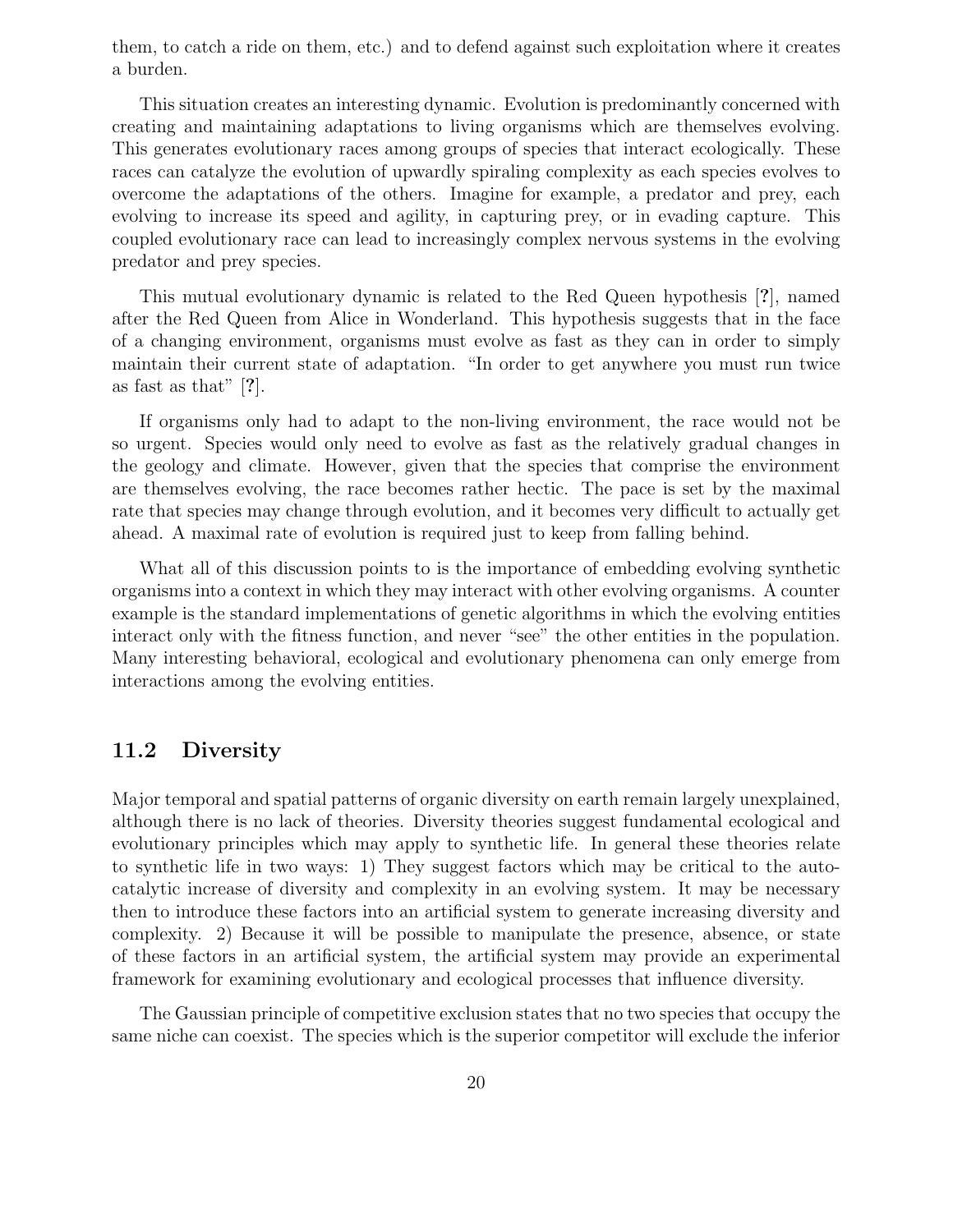them, to catch a ride on them, etc.) and to defend against such exploitation where it creates a burden.

This situation creates an interesting dynamic. Evolution is predominantly concerned with creating and maintaining adaptations to living organisms which are themselves evolving. This generates evolutionary races among groups of species that interact ecologically. These races can catalyze the evolution of upwardly spiraling complexity as each species evolves to overcome the adaptations of the others. Imagine for example, a predator and prey, each evolving to increase its speed and agility, in capturing prey, or in evading capture. This coupled evolutionary race can lead to increasingly complex nervous systems in the evolving predator and prey species.

This mutual evolutionary dynamic is related to the Red Queen hypothesis [?], named after the Red Queen from Alice in Wonderland. This hypothesis suggests that in the face of a changing environment, organisms must evolve as fast as they can in order to simply maintain their current state of adaptation. "In order to get anywhere you must run twice as fast as that" [?].

If organisms only had to adapt to the non-living environment, the race would not be so urgent. Species would only need to evolve as fast as the relatively gradual changes in the geology and climate. However, given that the species that comprise the environment are themselves evolving, the race becomes rather hectic. The pace is set by the maximal rate that species may change through evolution, and it becomes very difficult to actually get ahead. A maximal rate of evolution is required just to keep from falling behind.

What all of this discussion points to is the importance of embedding evolving synthetic organisms into a context in which they may interact with other evolving organisms. A counter example is the standard implementations of genetic algorithms in which the evolving entities interact only with the fitness function, and never "see" the other entities in the population. Many interesting behavioral, ecological and evolutionary phenomena can only emerge from interactions among the evolving entities.

## 11.2 Diversity

Major temporal and spatial patterns of organic diversity on earth remain largely unexplained, although there is no lack of theories. Diversity theories suggest fundamental ecological and evolutionary principles which may apply to synthetic life. In general these theories relate to synthetic life in two ways: 1) They suggest factors which may be critical to the auto-catalytic increase of diversity and complexity in an evolving system. It may be necessary then to introduce these factors into an artificial system to generate increasing diversity and complexity. 2) Because it will be possible to manipulate the presence, absence, or state of these factors in an artificial system, the artificial system may provide an experimental framework for examining evolutionary and ecological processes that influence diversity.

The Gaussian principle of competitive exclusion states that no two species that occupy the same niche can coexist. The species which is the superior competitor will exclude the inferior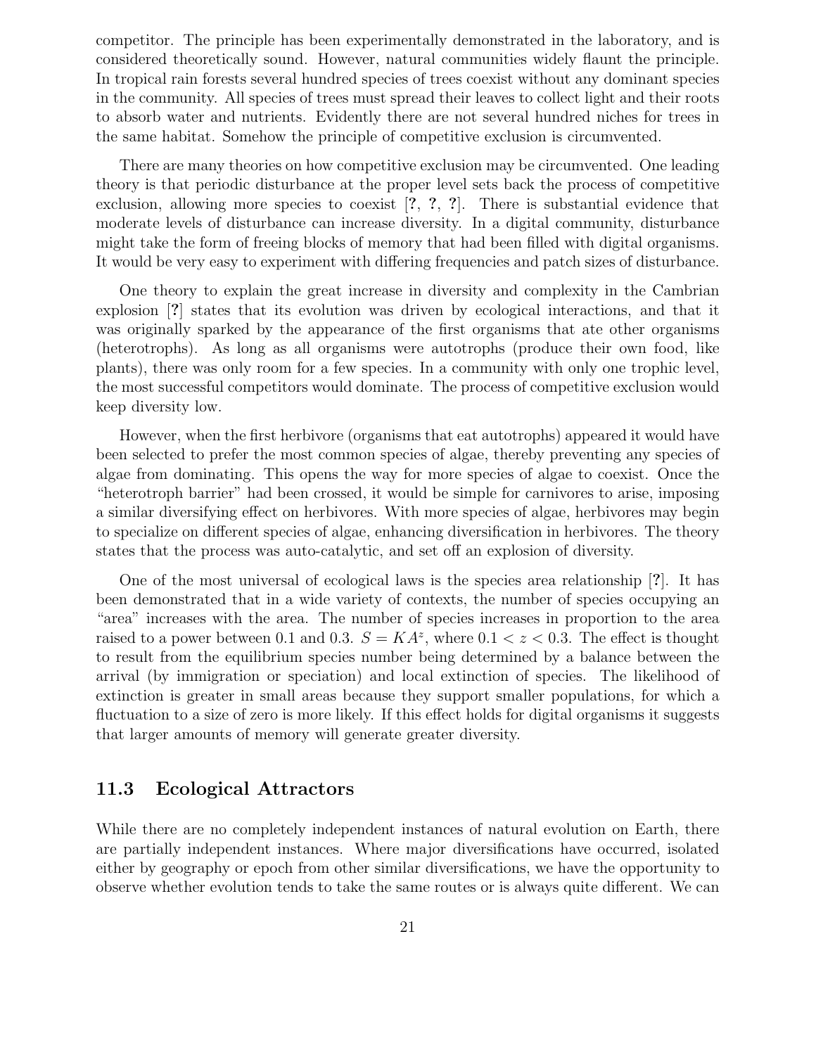competitor. The principle has been experimentally demonstrated in the laboratory, and is considered theoretically sound. However, natural communities widely flaunt the principle. In tropical rain forests several hundred species of trees coexist without any dominant species in the community. All species of trees must spread their leaves to collect light and their roots to absorb water and nutrients. Evidently there are not several hundred niches for trees in the same habitat. Somehow the principle of competitive exclusion is circumvented.

There are many theories on how competitive exclusion may be circumvented. One leading theory is that periodic disturbance at the proper level sets back the process of competitive exclusion, allowing more species to coexist [**?**, **?**, **?**]. There is substantial evidence that moderate levels of disturbance can increase diversity. In a digital community, disturbance might take the form of freeing blocks of memory that had been filled with digital organisms. It would be very easy to experiment with differing frequencies and patch sizes of disturbance.

One theory to explain the great increase in diversity and complexity in the Cambrian explosion [**?**] states that its evolution was driven by ecological interactions, and that it was originally sparked by the appearance of the first organisms that ate other organisms (heterotrophs). As long as all organisms were autotrophs (produce their own food, like plants), there was only room for a few species. In a community with only one trophic level, the most successful competitors would dominate. The process of competitive exclusion would keep diversity low.

However, when the first herbivore (organisms that eat autotrophs) appeared it would have been selected to prefer the most common species of algae, thereby preventing any species of algae from dominating. This opens the way for more species of algae to coexist. Once the "heterotroph barrier" had been crossed, it would be simple for carnivores to arise, imposing a similar diversifying effect on herbivores. With more species of algae, herbivores may begin to specialize on different species of algae, enhancing diversification in herbivores. The theory states that the process was auto-catalytic, and set off an explosion of diversity.

One of the most universal of ecological laws is the species area relationship [**?**]. It has been demonstrated that in a wide variety of contexts, the number of species occupying an "area" increases with the area. The number of species increases in proportion to the area raised to a power between 0.1 and 0.3. $S = KA^z$, where $0.1 < z < 0.3$. The effect is thought to result from the equilibrium species number being determined by a balance between the arrival (by immigration or speciation) and local extinction of species. The likelihood of extinction is greater in small areas because they support smaller populations, for which a fluctuation to a size of zero is more likely. If this effect holds for digital organisms it suggests that larger amounts of memory will generate greater diversity.

## 11.3 Ecological Attractors

While there are no completely independent instances of natural evolution on Earth, there are partially independent instances. Where major diversifications have occurred, isolated either by geography or epoch from other similar diversifications, we have the opportunity to observe whether evolution tends to take the same routes or is always quite different. We can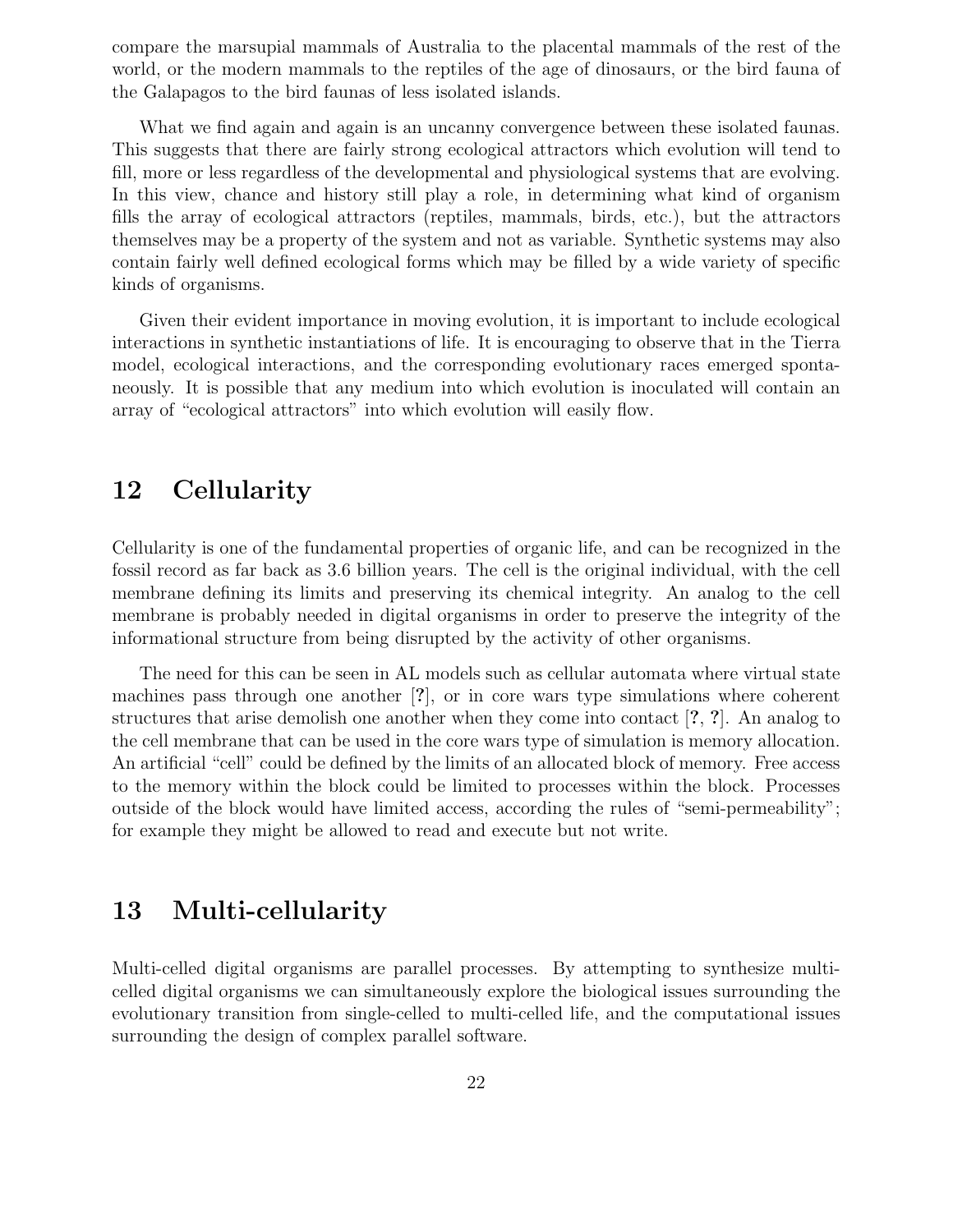compare the marsupial mammals of Australia to the placental mammals of the rest of the world, or the modern mammals to the reptiles of the age of dinosaurs, or the bird fauna of the Galapagos to the bird faunas of less isolated islands.

What we find again and again is an uncanny convergence between these isolated faunas. This suggests that there are fairly strong ecological attractors which evolution will tend to fill, more or less regardless of the developmental and physiological systems that are evolving. In this view, chance and history still play a role, in determining what kind of organism fills the array of ecological attractors (reptiles, mammals, birds, etc.), but the attractors themselves may be a property of the system and not as variable. Synthetic systems may also contain fairly well defined ecological forms which may be filled by a wide variety of specific kinds of organisms.

Given their evident importance in moving evolution, it is important to include ecological interactions in synthetic instantiations of life. It is encouraging to observe that in the Tierra model, ecological interactions, and the corresponding evolutionary races emerged spontaneously. It is possible that any medium into which evolution is inoculated will contain an array of "ecological attractors" into which evolution will easily flow.

## 12 Cellularity

Cellularity is one of the fundamental properties of organic life, and can be recognized in the fossil record as far back as 3.6 billion years. The cell is the original individual, with the cell membrane defining its limits and preserving its chemical integrity. An analog to the cell membrane is probably needed in digital organisms in order to preserve the integrity of the informational structure from being disrupted by the activity of other organisms.

The need for this can be seen in AL models such as cellular automata where virtual state machines pass through one another [**?**], or in core wars type simulations where coherent structures that arise demolish one another when they come into contact [**?**, **?**]. An analog to the cell membrane that can be used in the core wars type of simulation is memory allocation. An artificial "cell" could be defined by the limits of an allocated block of memory. Free access to the memory within the block could be limited to processes within the block. Processes outside of the block would have limited access, according the rules of "semi-permeability"; for example they might be allowed to read and execute but not write.

## 13 Multi-cellularity

Multi-celled digital organisms are parallel processes. By attempting to synthesize multi-celled digital organisms we can simultaneously explore the biological issues surrounding the evolutionary transition from single-celled to multi-celled life, and the computational issues surrounding the design of complex parallel software.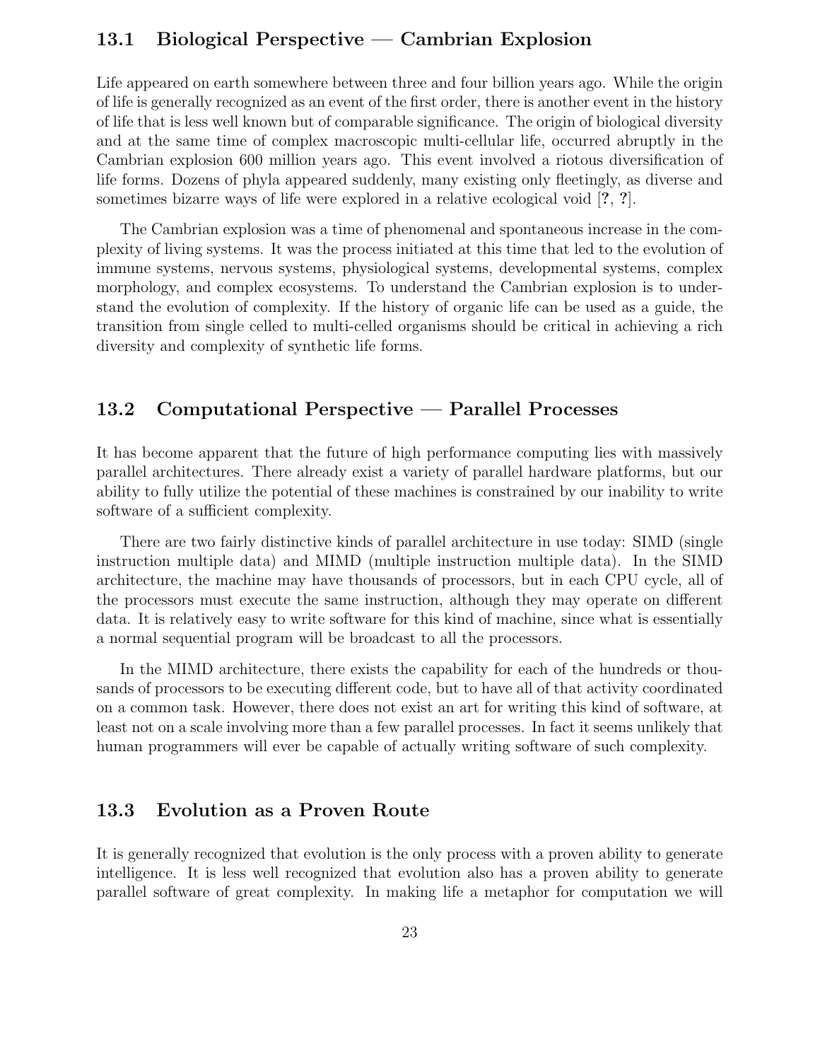## 13.1 Biological Perspective — Cambrian Explosion

Life appeared on earth somewhere between three and four billion years ago. While the origin of life is generally recognized as an event of the first order, there is another event in the history of life that is less well known but of comparable significance. The origin of biological diversity and at the same time of complex macroscopic multi-cellular life, occurred abruptly in the Cambrian explosion 600 million years ago. This event involved a riotous diversification of life forms. Dozens of phyla appeared suddenly, many existing only fleetingly, as diverse and sometimes bizarre ways of life were explored in a relative ecological void [**?**, **?**].

The Cambrian explosion was a time of phenomenal and spontaneous increase in the complexity of living systems. It was the process initiated at this time that led to the evolution of immune systems, nervous systems, physiological systems, developmental systems, complex morphology, and complex ecosystems. To understand the Cambrian explosion is to understand the evolution of complexity. If the history of organic life can be used as a guide, the transition from single celled to multi-celled organisms should be critical in achieving a rich diversity and complexity of synthetic life forms.

## 13.2 Computational Perspective — Parallel Processes

It has become apparent that the future of high performance computing lies with massively parallel architectures. There already exist a variety of parallel hardware platforms, but our ability to fully utilize the potential of these machines is constrained by our inability to write software of a sufficient complexity.

There are two fairly distinctive kinds of parallel architecture in use today: SIMD (single instruction multiple data) and MIMD (multiple instruction multiple data). In the SIMD architecture, the machine may have thousands of processors, but in each CPU cycle, all of the processors must execute the same instruction, although they may operate on different data. It is relatively easy to write software for this kind of machine, since what is essentially a normal sequential program will be broadcast to all the processors.

In the MIMD architecture, there exists the capability for each of the hundreds or thousands of processors to be executing different code, but to have all of that activity coordinated on a common task. However, there does not exist an art for writing this kind of software, at least not on a scale involving more than a few parallel processes. In fact it seems unlikely that human programmers will ever be capable of actually writing software of such complexity.

## 13.3 Evolution as a Proven Route

It is generally recognized that evolution is the only process with a proven ability to generate intelligence. It is less well recognized that evolution also has a proven ability to generate parallel software of great complexity. In making life a metaphor for computation we will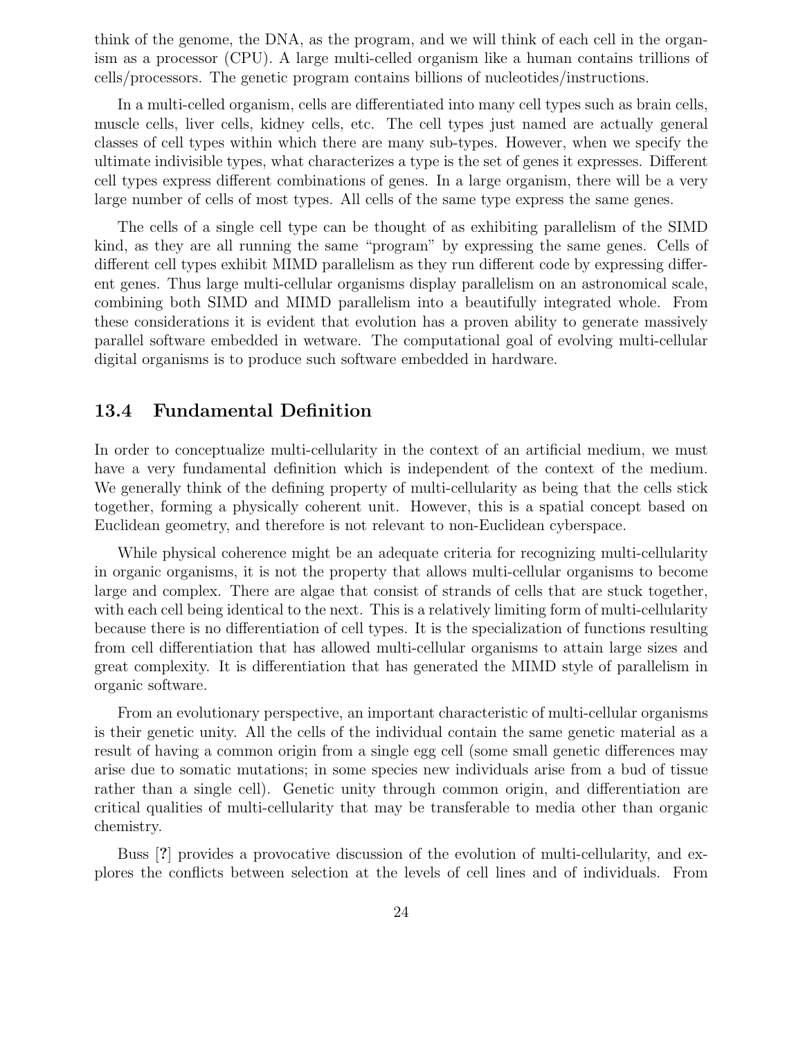think of the genome, the DNA, as the program, and we will think of each cell in the organism as a processor (CPU). A large multi-celled organism like a human contains trillions of cells/processors. The genetic program contains billions of nucleotides/instructions.

In a multi-celled organism, cells are differentiated into many cell types such as brain cells, muscle cells, liver cells, kidney cells, etc. The cell types just named are actually general classes of cell types within which there are many sub-types. However, when we specify the ultimate indivisible types, what characterizes a type is the set of genes it expresses. Different cell types express different combinations of genes. In a large organism, there will be a very large number of cells of most types. All cells of the same type express the same genes.

The cells of a single cell type can be thought of as exhibiting parallelism of the SIMD kind, as they are all running the same "program" by expressing the same genes. Cells of different cell types exhibit MIMD parallelism as they run different code by expressing different genes. Thus large multi-cellular organisms display parallelism on an astronomical scale, combining both SIMD and MIMD parallelism into a beautifully integrated whole. From these considerations it is evident that evolution has a proven ability to generate massively parallel software embedded in wetware. The computational goal of evolving multi-cellular digital organisms is to produce such software embedded in hardware.

## 13.4 Fundamental Definition

In order to conceptualize multi-cellularity in the context of an artificial medium, we must have a very fundamental definition which is independent of the context of the medium. We generally think of the defining property of multi-cellularity as being that the cells stick together, forming a physically coherent unit. However, this is a spatial concept based on Euclidean geometry, and therefore is not relevant to non-Euclidean cyberspace.

While physical coherence might be an adequate criteria for recognizing multi-cellularity in organic organisms, it is not the property that allows multi-cellular organisms to become large and complex. There are algae that consist of strands of cells that are stuck together, with each cell being identical to the next. This is a relatively limiting form of multi-cellularity because there is no differentiation of cell types. It is the specialization of functions resulting from cell differentiation that has allowed multi-cellular organisms to attain large sizes and great complexity. It is differentiation that has generated the MIMD style of parallelism in organic software.

From an evolutionary perspective, an important characteristic of multi-cellular organisms is their genetic unity. All the cells of the individual contain the same genetic material as a result of having a common origin from a single egg cell (some small genetic differences may arise due to somatic mutations; in some species new individuals arise from a bud of tissue rather than a single cell). Genetic unity through common origin, and differentiation are critical qualities of multi-cellularity that may be transferable to media other than organic chemistry.

Buss [?] provides a provocative discussion of the evolution of multi-cellularity, and explores the conflicts between selection at the levels of cell lines and of individuals. From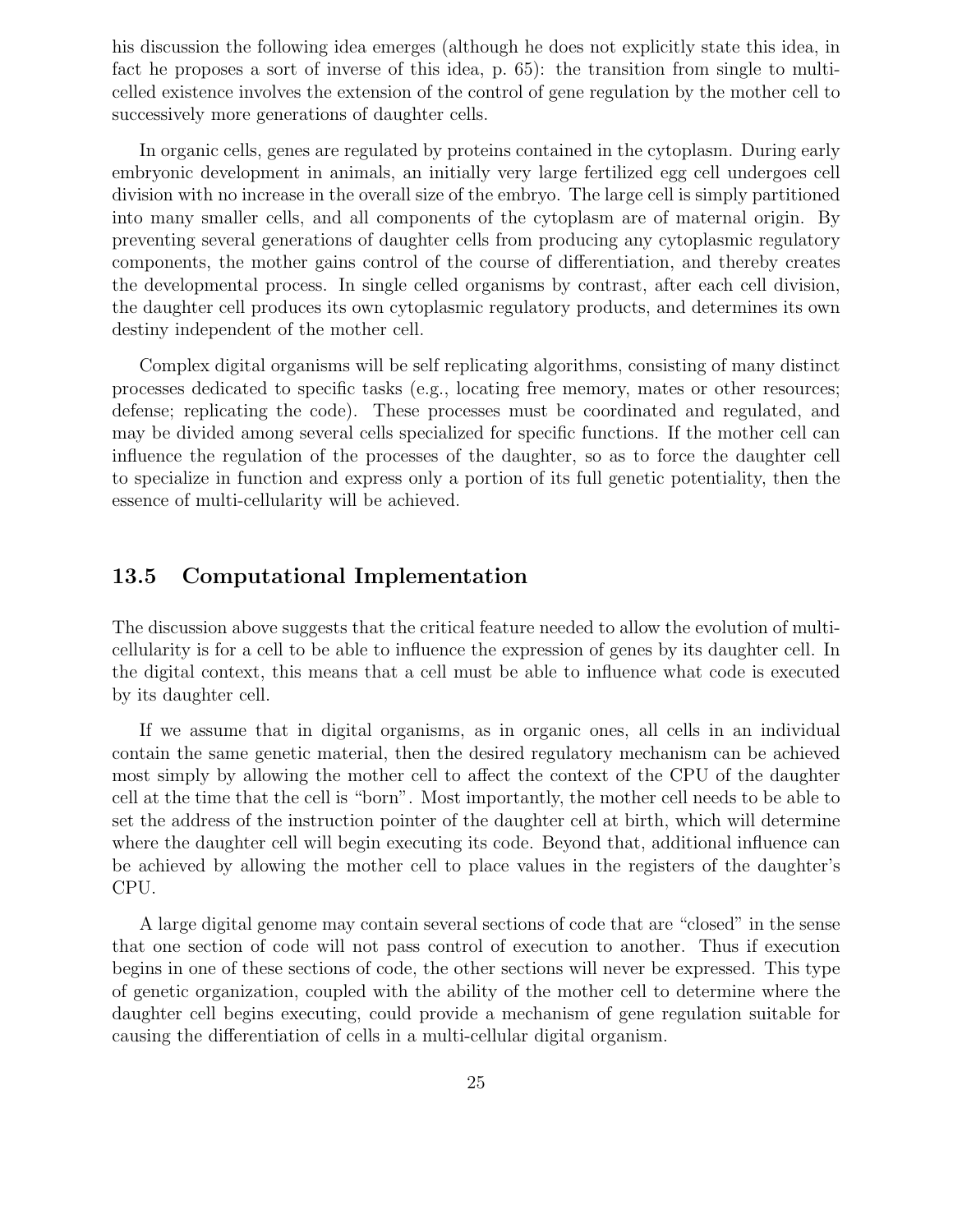his discussion the following idea emerges (although he does not explicitly state this idea, in fact he proposes a sort of inverse of this idea, p. 65): the transition from single to multi-celled existence involves the extension of the control of gene regulation by the mother cell to successively more generations of daughter cells.

In organic cells, genes are regulated by proteins contained in the cytoplasm. During early embryonic development in animals, an initially very large fertilized egg cell undergoes cell division with no increase in the overall size of the embryo. The large cell is simply partitioned into many smaller cells, and all components of the cytoplasm are of maternal origin. By preventing several generations of daughter cells from producing any cytoplasmic regulatory components, the mother gains control of the course of differentiation, and thereby creates the developmental process. In single celled organisms by contrast, after each cell division, the daughter cell produces its own cytoplasmic regulatory products, and determines its own destiny independent of the mother cell.

Complex digital organisms will be self replicating algorithms, consisting of many distinct processes dedicated to specific tasks (e.g., locating free memory, mates or other resources; defense; replicating the code). These processes must be coordinated and regulated, and may be divided among several cells specialized for specific functions. If the mother cell can influence the regulation of the processes of the daughter, so as to force the daughter cell to specialize in function and express only a portion of its full genetic potentiality, then the essence of multi-cellularity will be achieved.

## 13.5 Computational Implementation

The discussion above suggests that the critical feature needed to allow the evolution of multi-cellularity is for a cell to be able to influence the expression of genes by its daughter cell. In the digital context, this means that a cell must be able to influence what code is executed by its daughter cell.

If we assume that in digital organisms, as in organic ones, all cells in an individual contain the same genetic material, then the desired regulatory mechanism can be achieved most simply by allowing the mother cell to affect the context of the CPU of the daughter cell at the time that the cell is "born". Most importantly, the mother cell needs to be able to set the address of the instruction pointer of the daughter cell at birth, which will determine where the daughter cell will begin executing its code. Beyond that, additional influence can be achieved by allowing the mother cell to place values in the registers of the daughter's CPU.

A large digital genome may contain several sections of code that are "closed" in the sense that one section of code will not pass control of execution to another. Thus if execution begins in one of these sections of code, the other sections will never be expressed. This type of genetic organization, coupled with the ability of the mother cell to determine where the daughter cell begins executing, could provide a mechanism of gene regulation suitable for causing the differentiation of cells in a multi-cellular digital organism.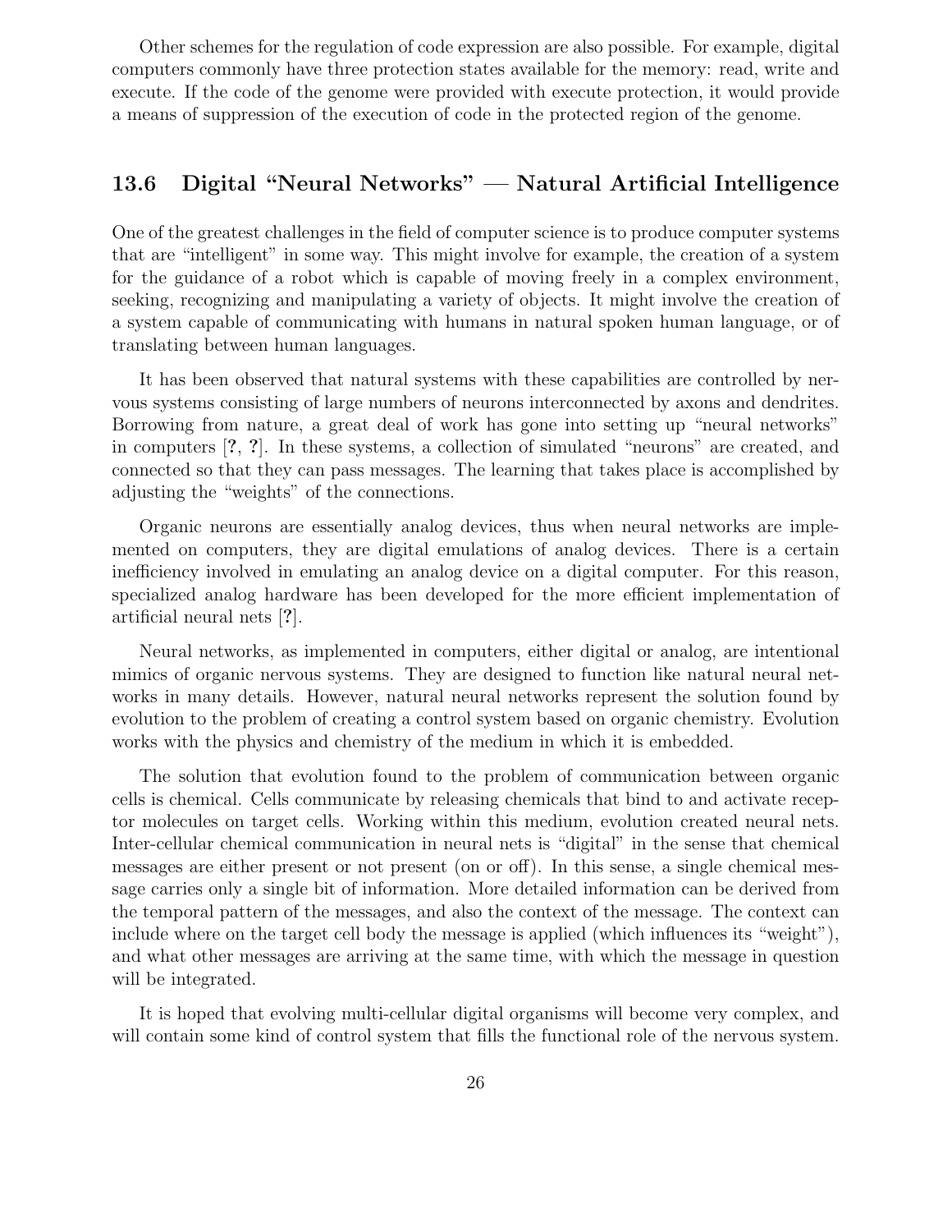Other schemes for the regulation of code expression are also possible. For example, digital computers commonly have three protection states available for the memory: read, write and execute. If the code of the genome were provided with execute protection, it would provide a means of suppression of the execution of code in the protected region of the genome.

## 13.6 Digital "Neural Networks" — Natural Artificial Intelligence

One of the greatest challenges in the field of computer science is to produce computer systems that are "intelligent" in some way. This might involve for example, the creation of a system for the guidance of a robot which is capable of moving freely in a complex environment, seeking, recognizing and manipulating a variety of objects. It might involve the creation of a system capable of communicating with humans in natural spoken human language, or of translating between human languages.

It has been observed that natural systems with these capabilities are controlled by nervous systems consisting of large numbers of neurons interconnected by axons and dendrites. Borrowing from nature, a great deal of work has gone into setting up "neural networks" in computers [**?**, **?**]. In these systems, a collection of simulated "neurons" are created, and connected so that they can pass messages. The learning that takes place is accomplished by adjusting the "weights" of the connections.

Organic neurons are essentially analog devices, thus when neural networks are implemented on computers, they are digital emulations of analog devices. There is a certain inefficiency involved in emulating an analog device on a digital computer. For this reason, specialized analog hardware has been developed for the more efficient implementation of artificial neural nets [**?**].

Neural networks, as implemented in computers, either digital or analog, are intentional mimics of organic nervous systems. They are designed to function like natural neural networks in many details. However, natural neural networks represent the solution found by evolution to the problem of creating a control system based on organic chemistry. Evolution works with the physics and chemistry of the medium in which it is embedded.

The solution that evolution found to the problem of communication between organic cells is chemical. Cells communicate by releasing chemicals that bind to and activate receptor molecules on target cells. Working within this medium, evolution created neural nets. Inter-cellular chemical communication in neural nets is "digital" in the sense that chemical messages are either present or not present (on or off). In this sense, a single chemical message carries only a single bit of information. More detailed information can be derived from the temporal pattern of the messages, and also the context of the message. The context can include where on the target cell body the message is applied (which influences its "weight"), and what other messages are arriving at the same time, with which the message in question will be integrated.

It is hoped that evolving multi-cellular digital organisms will become very complex, and will contain some kind of control system that fills the functional role of the nervous system.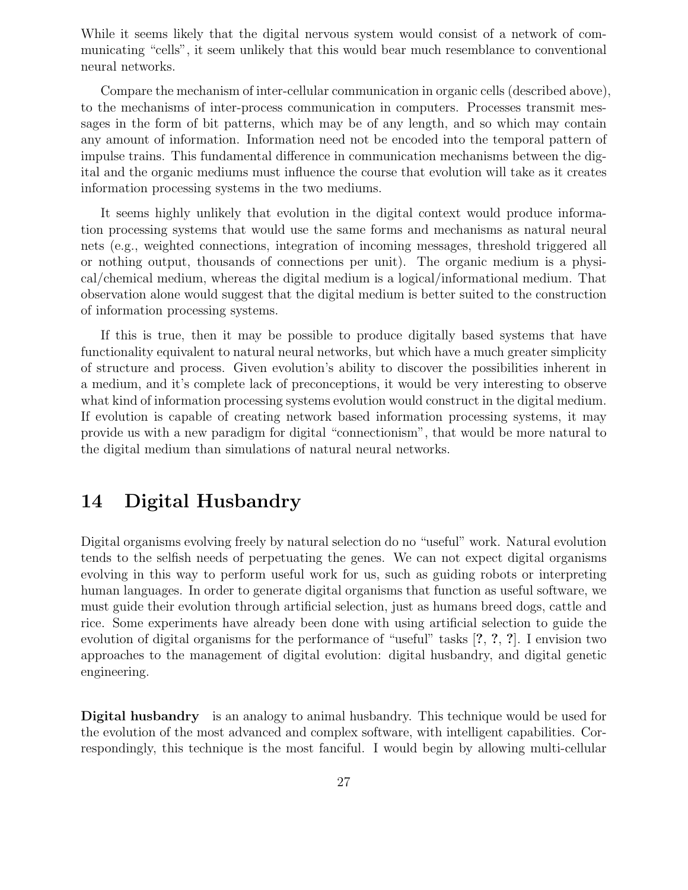While it seems likely that the digital nervous system would consist of a network of communicating "cells", it seem unlikely that this would bear much resemblance to conventional neural networks.

Compare the mechanism of inter-cellular communication in organic cells (described above), to the mechanisms of inter-process communication in computers. Processes transmit messages in the form of bit patterns, which may be of any length, and so which may contain any amount of information. Information need not be encoded into the temporal pattern of impulse trains. This fundamental difference in communication mechanisms between the digital and the organic mediums must influence the course that evolution will take as it creates information processing systems in the two mediums.

It seems highly unlikely that evolution in the digital context would produce information processing systems that would use the same forms and mechanisms as natural neural nets (e.g., weighted connections, integration of incoming messages, threshold triggered all or nothing output, thousands of connections per unit). The organic medium is a physical/chemical medium, whereas the digital medium is a logical/informational medium. That observation alone would suggest that the digital medium is better suited to the construction of information processing systems.

If this is true, then it may be possible to produce digitally based systems that have functionality equivalent to natural neural networks, but which have a much greater simplicity of structure and process. Given evolution's ability to discover the possibilities inherent in a medium, and it's complete lack of preconceptions, it would be very interesting to observe what kind of information processing systems evolution would construct in the digital medium. If evolution is capable of creating network based information processing systems, it may provide us with a new paradigm for digital "connectionism", that would be more natural to the digital medium than simulations of natural neural networks.

## 14 Digital Husbandry

Digital organisms evolving freely by natural selection do no "useful" work. Natural evolution tends to the selfish needs of perpetuating the genes. We can not expect digital organisms evolving in this way to perform useful work for us, such as guiding robots or interpreting human languages. In order to generate digital organisms that function as useful software, we must guide their evolution through artificial selection, just as humans breed dogs, cattle and rice. Some experiments have already been done with using artificial selection to guide the evolution of digital organisms for the performance of "useful" tasks [**?**, **?**, **?**]. I envision two approaches to the management of digital evolution: digital husbandry, and digital genetic engineering.

**Digital husbandry** is an analogy to animal husbandry. This technique would be used for the evolution of the most advanced and complex software, with intelligent capabilities. Correspondingly, this technique is the most fanciful. I would begin by allowing multi-cellular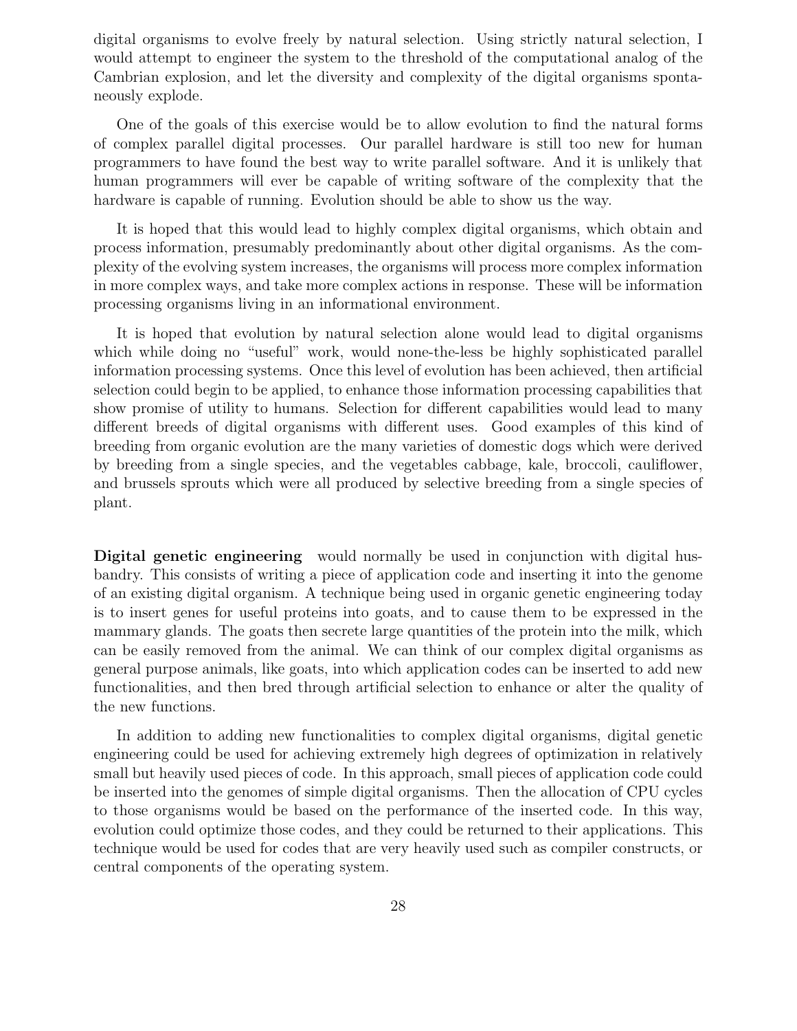digital organisms to evolve freely by natural selection. Using strictly natural selection, I would attempt to engineer the system to the threshold of the computational analog of the Cambrian explosion, and let the diversity and complexity of the digital organisms spontaneously explode.

One of the goals of this exercise would be to allow evolution to find the natural forms of complex parallel digital processes. Our parallel hardware is still too new for human programmers to have found the best way to write parallel software. And it is unlikely that human programmers will ever be capable of writing software of the complexity that the hardware is capable of running. Evolution should be able to show us the way.

It is hoped that this would lead to highly complex digital organisms, which obtain and process information, presumably predominantly about other digital organisms. As the complexity of the evolving system increases, the organisms will process more complex information in more complex ways, and take more complex actions in response. These will be information processing organisms living in an informational environment.

It is hoped that evolution by natural selection alone would lead to digital organisms which while doing no "useful" work, would none-the-less be highly sophisticated parallel information processing systems. Once this level of evolution has been achieved, then artificial selection could begin to be applied, to enhance those information processing capabilities that show promise of utility to humans. Selection for different capabilities would lead to many different breeds of digital organisms with different uses. Good examples of this kind of breeding from organic evolution are the many varieties of domestic dogs which were derived by breeding from a single species, and the vegetables cabbage, kale, broccoli, cauliflower, and brussels sprouts which were all produced by selective breeding from a single species of plant.

**Digital genetic engineering** would normally be used in conjunction with digital husbandry. This consists of writing a piece of application code and inserting it into the genome of an existing digital organism. A technique being used in organic genetic engineering today is to insert genes for useful proteins into goats, and to cause them to be expressed in the mammary glands. The goats then secrete large quantities of the protein into the milk, which can be easily removed from the animal. We can think of our complex digital organisms as general purpose animals, like goats, into which application codes can be inserted to add new functionalities, and then bred through artificial selection to enhance or alter the quality of the new functions.

In addition to adding new functionalities to complex digital organisms, digital genetic engineering could be used for achieving extremely high degrees of optimization in relatively small but heavily used pieces of code. In this approach, small pieces of application code could be inserted into the genomes of simple digital organisms. Then the allocation of CPU cycles to those organisms would be based on the performance of the inserted code. In this way, evolution could optimize those codes, and they could be returned to their applications. This technique would be used for codes that are very heavily used such as compiler constructs, or central components of the operating system.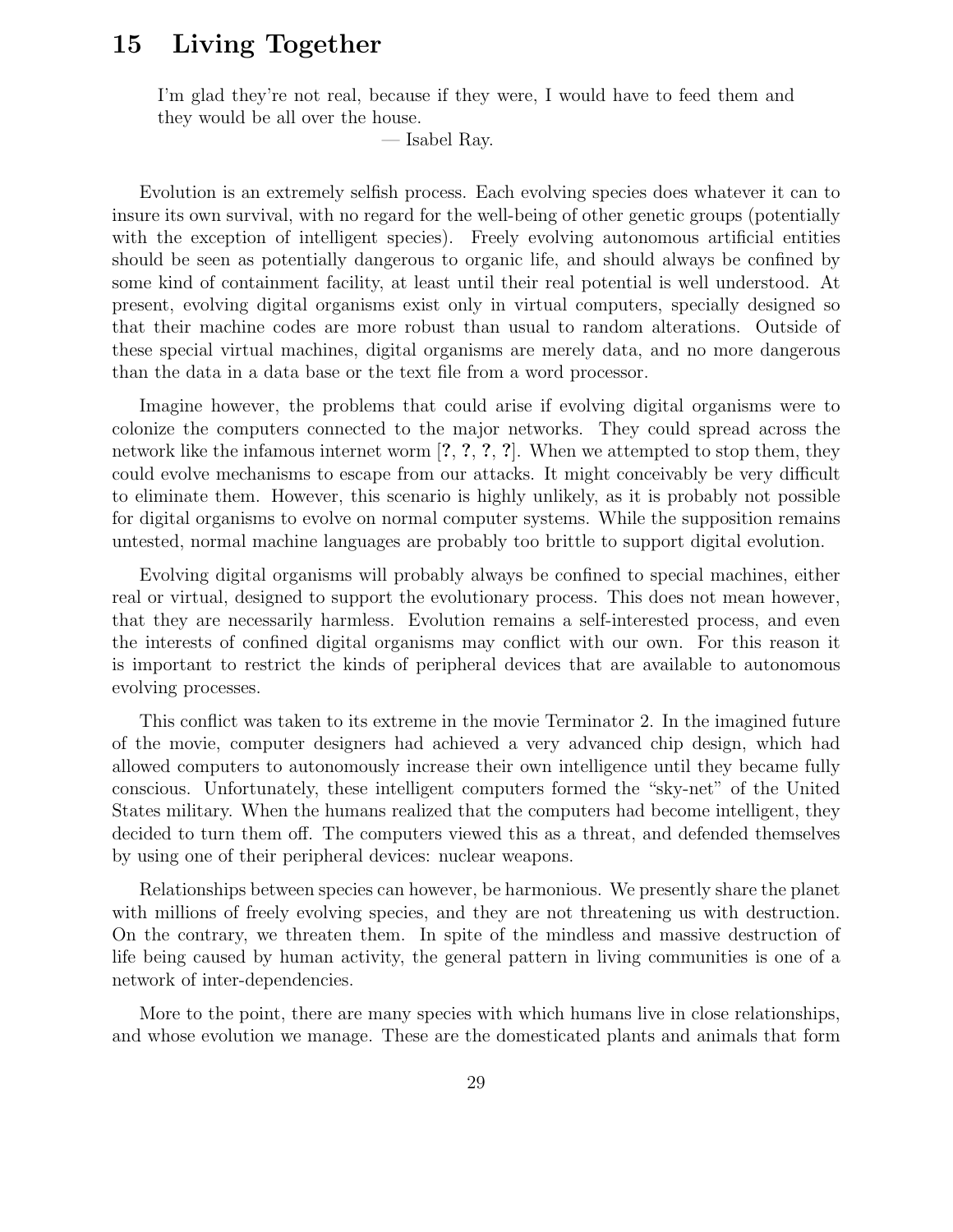## 15 Living Together

> I'm glad they're not real, because if they were, I would have to feed them and they would be all over the house.
>
> — Isabel Ray.

Evolution is an extremely selfish process. Each evolving species does whatever it can to insure its own survival, with no regard for the well-being of other genetic groups (potentially with the exception of intelligent species). Freely evolving autonomous artificial entities should be seen as potentially dangerous to organic life, and should always be confined by some kind of containment facility, at least until their real potential is well understood. At present, evolving digital organisms exist only in virtual computers, specially designed so that their machine codes are more robust than usual to random alterations. Outside of these special virtual machines, digital organisms are merely data, and no more dangerous than the data in a data base or the text file from a word processor.

Imagine however, the problems that could arise if evolving digital organisms were to colonize the computers connected to the major networks. They could spread across the network like the infamous internet worm [**?**, **?**, **?**, **?**]. When we attempted to stop them, they could evolve mechanisms to escape from our attacks. It might conceivably be very difficult to eliminate them. However, this scenario is highly unlikely, as it is probably not possible for digital organisms to evolve on normal computer systems. While the supposition remains untested, normal machine languages are probably too brittle to support digital evolution.

Evolving digital organisms will probably always be confined to special machines, either real or virtual, designed to support the evolutionary process. This does not mean however, that they are necessarily harmless. Evolution remains a self-interested process, and even the interests of confined digital organisms may conflict with our own. For this reason it is important to restrict the kinds of peripheral devices that are available to autonomous evolving processes.

This conflict was taken to its extreme in the movie Terminator 2. In the imagined future of the movie, computer designers had achieved a very advanced chip design, which had allowed computers to autonomously increase their own intelligence until they became fully conscious. Unfortunately, these intelligent computers formed the "sky-net" of the United States military. When the humans realized that the computers had become intelligent, they decided to turn them off. The computers viewed this as a threat, and defended themselves by using one of their peripheral devices: nuclear weapons.

Relationships between species can however, be harmonious. We presently share the planet with millions of freely evolving species, and they are not threatening us with destruction. On the contrary, we threaten them. In spite of the mindless and massive destruction of life being caused by human activity, the general pattern in living communities is one of a network of inter-dependencies.

More to the point, there are many species with which humans live in close relationships, and whose evolution we manage. These are the domesticated plants and animals that form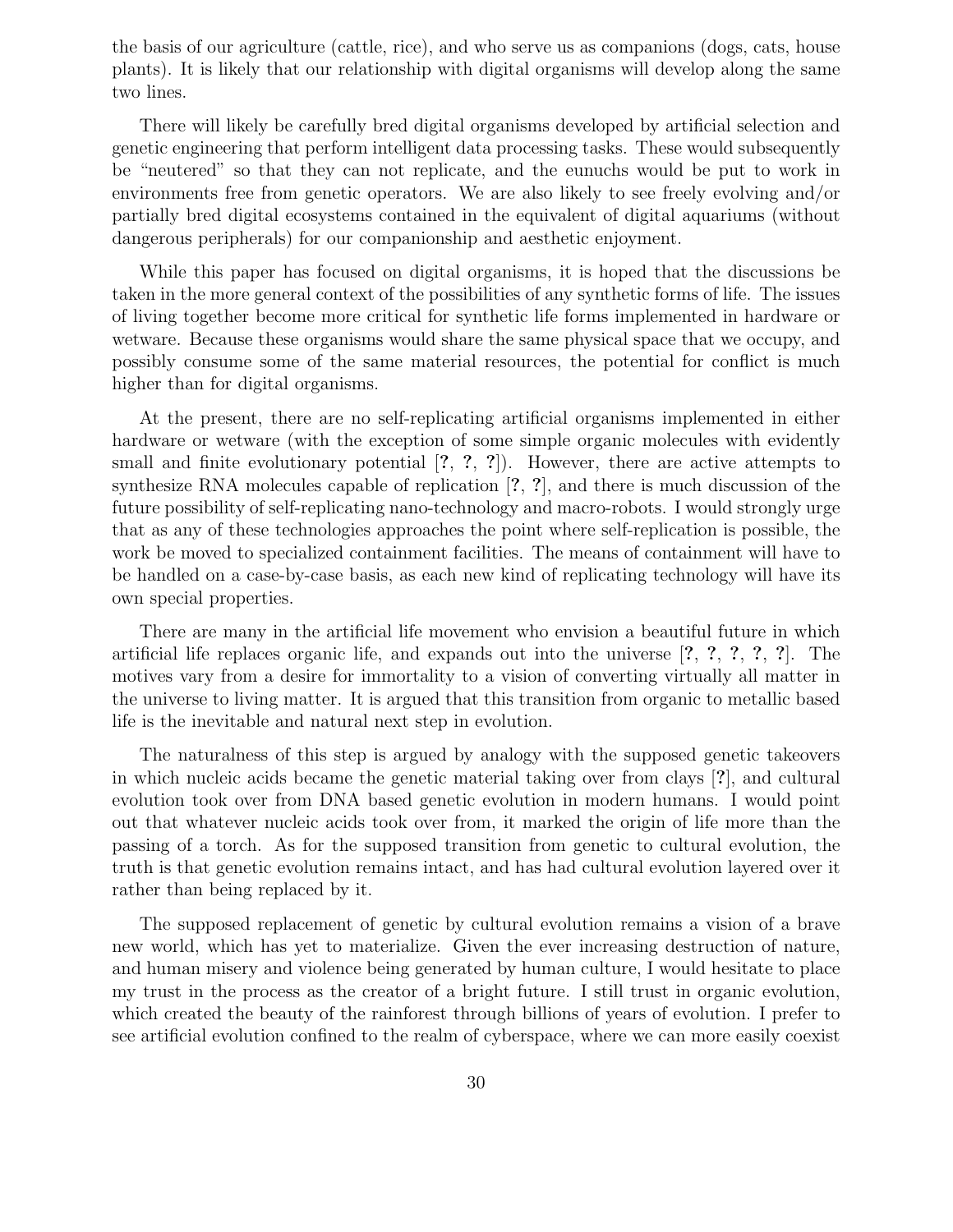the basis of our agriculture (cattle, rice), and who serve us as companions (dogs, cats, house plants). It is likely that our relationship with digital organisms will develop along the same two lines.

There will likely be carefully bred digital organisms developed by artificial selection and genetic engineering that perform intelligent data processing tasks. These would subsequently be "neutered" so that they can not replicate, and the eunuchs would be put to work in environments free from genetic operators. We are also likely to see freely evolving and/or partially bred digital ecosystems contained in the equivalent of digital aquariums (without dangerous peripherals) for our companionship and aesthetic enjoyment.

While this paper has focused on digital organisms, it is hoped that the discussions be taken in the more general context of the possibilities of any synthetic forms of life. The issues of living together become more critical for synthetic life forms implemented in hardware or wetware. Because these organisms would share the same physical space that we occupy, and possibly consume some of the same material resources, the potential for conflict is much higher than for digital organisms.

At the present, there are no self-replicating artificial organisms implemented in either hardware or wetware (with the exception of some simple organic molecules with evidently small and finite evolutionary potential [?, ?, ?]). However, there are active attempts to synthesize RNA molecules capable of replication [?, ?], and there is much discussion of the future possibility of self-replicating nano-technology and macro-robots. I would strongly urge that as any of these technologies approaches the point where self-replication is possible, the work be moved to specialized containment facilities. The means of containment will have to be handled on a case-by-case basis, as each new kind of replicating technology will have its own special properties.

There are many in the artificial life movement who envision a beautiful future in which artificial life replaces organic life, and expands out into the universe [?, ?, ?, ?, ?]. The motives vary from a desire for immortality to a vision of converting virtually all matter in the universe to living matter. It is argued that this transition from organic to metallic based life is the inevitable and natural next step in evolution.

The naturalness of this step is argued by analogy with the supposed genetic takeovers in which nucleic acids became the genetic material taking over from clays [?], and cultural evolution took over from DNA based genetic evolution in modern humans. I would point out that whatever nucleic acids took over from, it marked the origin of life more than the passing of a torch. As for the supposed transition from genetic to cultural evolution, the truth is that genetic evolution remains intact, and has had cultural evolution layered over it rather than being replaced by it.

The supposed replacement of genetic by cultural evolution remains a vision of a brave new world, which has yet to materialize. Given the ever increasing destruction of nature, and human misery and violence being generated by human culture, I would hesitate to place my trust in the process as the creator of a bright future. I still trust in organic evolution, which created the beauty of the rainforest through billions of years of evolution. I prefer to see artificial evolution confined to the realm of cyberspace, where we can more easily coexist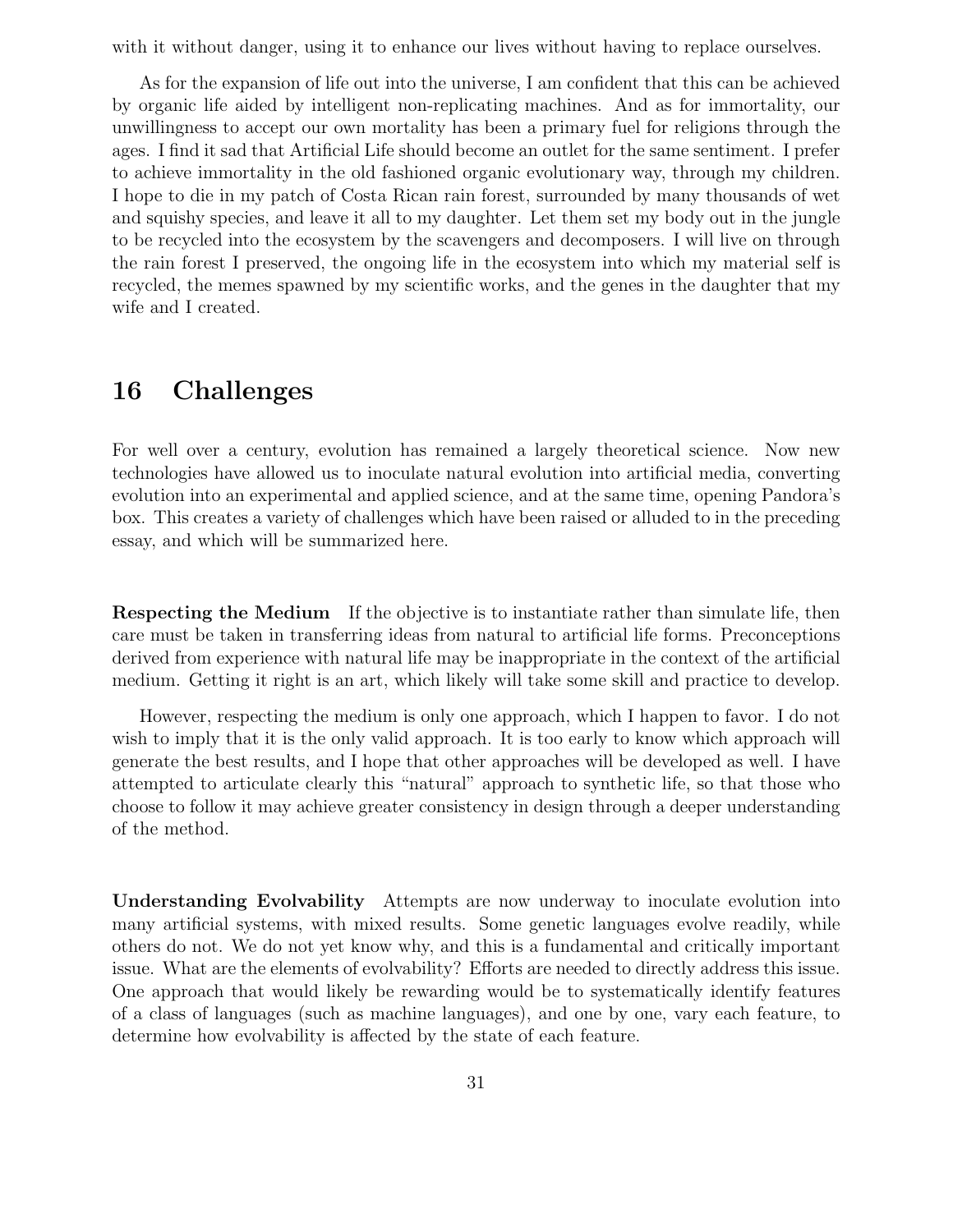with it without danger, using it to enhance our lives without having to replace ourselves.

As for the expansion of life out into the universe, I am confident that this can be achieved by organic life aided by intelligent non-replicating machines. And as for immortality, our unwillingness to accept our own mortality has been a primary fuel for religions through the ages. I find it sad that Artificial Life should become an outlet for the same sentiment. I prefer to achieve immortality in the old fashioned organic evolutionary way, through my children. I hope to die in my patch of Costa Rican rain forest, surrounded by many thousands of wet and squishy species, and leave it all to my daughter. Let them set my body out in the jungle to be recycled into the ecosystem by the scavengers and decomposers. I will live on through the rain forest I preserved, the ongoing life in the ecosystem into which my material self is recycled, the memes spawned by my scientific works, and the genes in the daughter that my wife and I created.

# 16 Challenges

For well over a century, evolution has remained a largely theoretical science. Now new technologies have allowed us to inoculate natural evolution into artificial media, converting evolution into an experimental and applied science, and at the same time, opening Pandora's box. This creates a variety of challenges which have been raised or alluded to in the preceding essay, and which will be summarized here.

**Respecting the Medium** If the objective is to instantiate rather than simulate life, then care must be taken in transferring ideas from natural to artificial life forms. Preconceptions derived from experience with natural life may be inappropriate in the context of the artificial medium. Getting it right is an art, which likely will take some skill and practice to develop.

However, respecting the medium is only one approach, which I happen to favor. I do not wish to imply that it is the only valid approach. It is too early to know which approach will generate the best results, and I hope that other approaches will be developed as well. I have attempted to articulate clearly this "natural" approach to synthetic life, so that those who choose to follow it may achieve greater consistency in design through a deeper understanding of the method.

**Understanding Evolvability** Attempts are now underway to inoculate evolution into many artificial systems, with mixed results. Some genetic languages evolve readily, while others do not. We do not yet know why, and this is a fundamental and critically important issue. What are the elements of evolvability? Efforts are needed to directly address this issue. One approach that would likely be rewarding would be to systematically identify features of a class of languages (such as machine languages), and one by one, vary each feature, to determine how evolvability is affected by the state of each feature.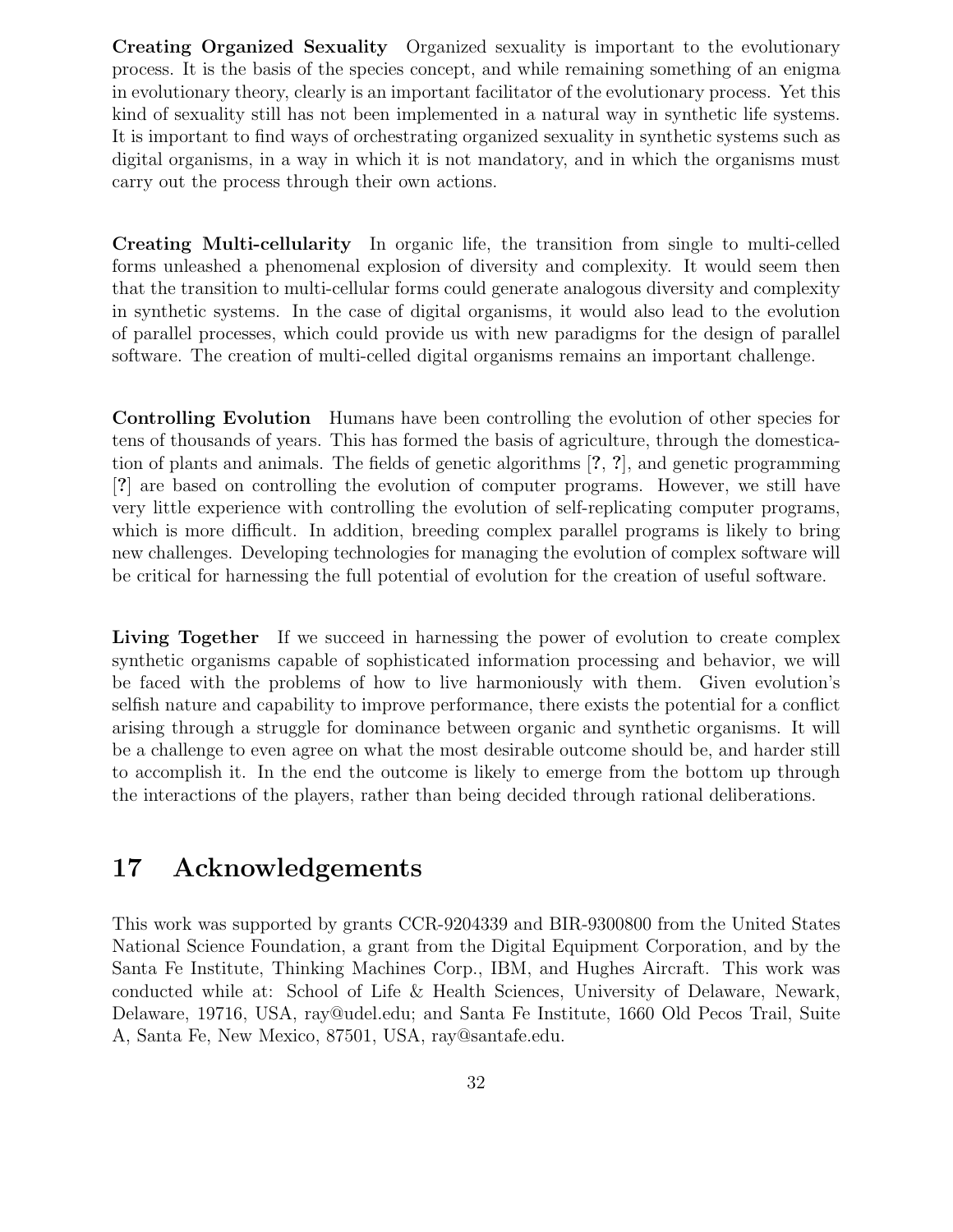**Creating Organized Sexuality** Organized sexuality is important to the evolutionary process. It is the basis of the species concept, and while remaining something of an enigma in evolutionary theory, clearly is an important facilitator of the evolutionary process. Yet this kind of sexuality still has not been implemented in a natural way in synthetic life systems. It is important to find ways of orchestrating organized sexuality in synthetic systems such as digital organisms, in a way in which it is not mandatory, and in which the organisms must carry out the process through their own actions.

**Creating Multi-cellularity** In organic life, the transition from single to multi-celled forms unleashed a phenomenal explosion of diversity and complexity. It would seem then that the transition to multi-cellular forms could generate analogous diversity and complexity in synthetic systems. In the case of digital organisms, it would also lead to the evolution of parallel processes, which could provide us with new paradigms for the design of parallel software. The creation of multi-celled digital organisms remains an important challenge.

**Controlling Evolution** Humans have been controlling the evolution of other species for tens of thousands of years. This has formed the basis of agriculture, through the domestication of plants and animals. The fields of genetic algorithms [**?**, **?**], and genetic programming [**?**] are based on controlling the evolution of computer programs. However, we still have very little experience with controlling the evolution of self-replicating computer programs, which is more difficult. In addition, breeding complex parallel programs is likely to bring new challenges. Developing technologies for managing the evolution of complex software will be critical for harnessing the full potential of evolution for the creation of useful software.

**Living Together** If we succeed in harnessing the power of evolution to create complex synthetic organisms capable of sophisticated information processing and behavior, we will be faced with the problems of how to live harmoniously with them. Given evolution's selfish nature and capability to improve performance, there exists the potential for a conflict arising through a struggle for dominance between organic and synthetic organisms. It will be a challenge to even agree on what the most desirable outcome should be, and harder still to accomplish it. In the end the outcome is likely to emerge from the bottom up through the interactions of the players, rather than being decided through rational deliberations.

## 17 Acknowledgements

This work was supported by grants CCR-9204339 and BIR-9300800 from the United States National Science Foundation, a grant from the Digital Equipment Corporation, and by the Santa Fe Institute, Thinking Machines Corp., IBM, and Hughes Aircraft. This work was conducted while at: School of Life & Health Sciences, University of Delaware, Newark, Delaware, 19716, USA, ray@udel.edu; and Santa Fe Institute, 1660 Old Pecos Trail, Suite A, Santa Fe, New Mexico, 87501, USA, ray@santafe.edu.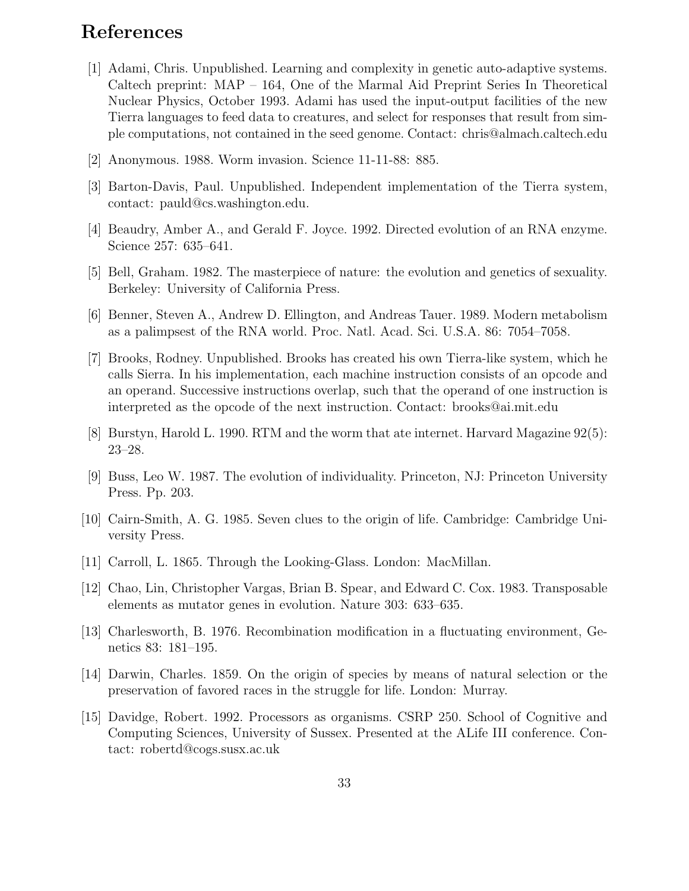# References

[1] Adami, Chris. Unpublished. Learning and complexity in genetic auto-adaptive systems. Caltech preprint: MAP – 164, One of the Marmal Aid Preprint Series In Theoretical Nuclear Physics, October 1993. Adami has used the input-output facilities of the new Tierra languages to feed data to creatures, and select for responses that result from simple computations, not contained in the seed genome. Contact: chris@almach.caltech.edu

[2] Anonymous. 1988. Worm invasion. Science 11-11-88: 885.

[3] Barton-Davis, Paul. Unpublished. Independent implementation of the Tierra system, contact: pauld@cs.washington.edu.

[4] Beaudry, Amber A., and Gerald F. Joyce. 1992. Directed evolution of an RNA enzyme. Science 257: 635–641.

[5] Bell, Graham. 1982. The masterpiece of nature: the evolution and genetics of sexuality. Berkeley: University of California Press.

[6] Benner, Steven A., Andrew D. Ellington, and Andreas Tauer. 1989. Modern metabolism as a palimpsest of the RNA world. Proc. Natl. Acad. Sci. U.S.A. 86: 7054–7058.

[7] Brooks, Rodney. Unpublished. Brooks has created his own Tierra-like system, which he calls Sierra. In his implementation, each machine instruction consists of an opcode and an operand. Successive instructions overlap, such that the operand of one instruction is interpreted as the opcode of the next instruction. Contact: brooks@ai.mit.edu

[8] Burstyn, Harold L. 1990. RTM and the worm that ate internet. Harvard Magazine 92(5): 23–28.

[9] Buss, Leo W. 1987. The evolution of individuality. Princeton, NJ: Princeton University Press. Pp. 203.

[10] Cairn-Smith, A. G. 1985. Seven clues to the origin of life. Cambridge: Cambridge University Press.

[11] Carroll, L. 1865. Through the Looking-Glass. London: MacMillan.

[12] Chao, Lin, Christopher Vargas, Brian B. Spear, and Edward C. Cox. 1983. Transposable elements as mutator genes in evolution. Nature 303: 633–635.

[13] Charlesworth, B. 1976. Recombination modification in a fluctuating environment, Genetics 83: 181–195.

[14] Darwin, Charles. 1859. On the origin of species by means of natural selection or the preservation of favored races in the struggle for life. London: Murray.

[15] Davidge, Robert. 1992. Processors as organisms. CSRP 250. School of Cognitive and Computing Sciences, University of Sussex. Presented at the ALife III conference. Contact: robertd@cogs.susx.ac.uk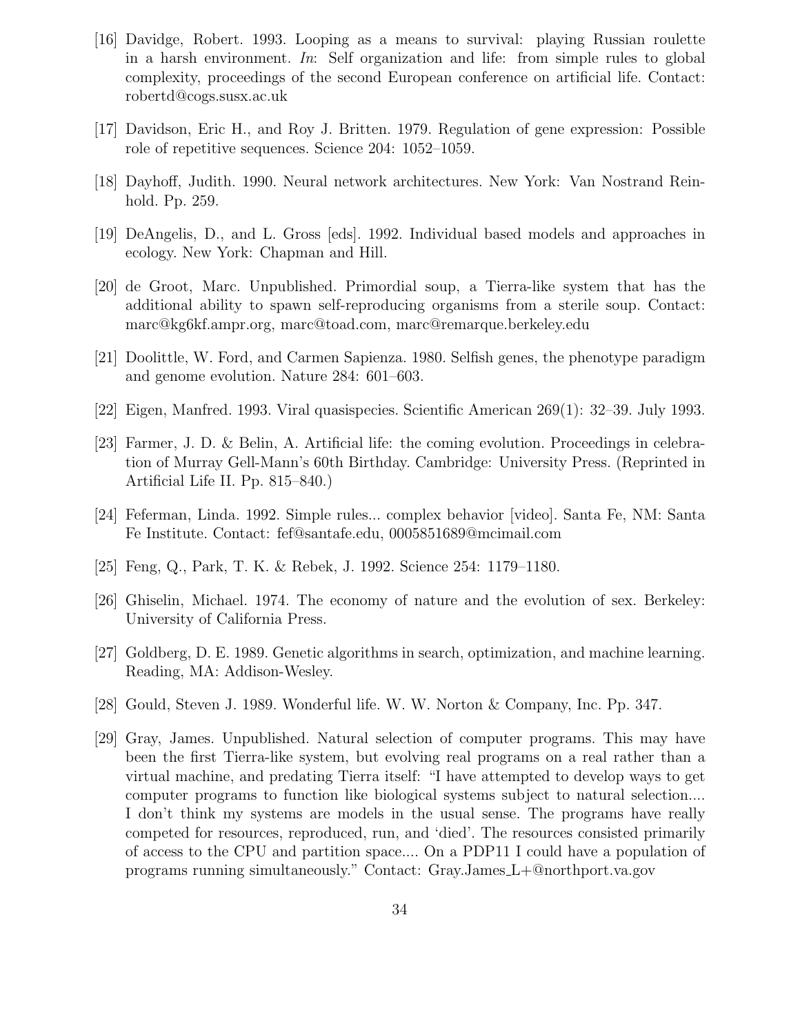[16] Davidge, Robert. 1993. Looping as a means to survival: playing Russian roulette in a harsh environment. *In*: Self organization and life: from simple rules to global complexity, proceedings of the second European conference on artificial life. Contact: robertd@cogs.susx.ac.uk

[17] Davidson, Eric H., and Roy J. Britten. 1979. Regulation of gene expression: Possible role of repetitive sequences. Science 204: 1052–1059.

[18] Dayhoff, Judith. 1990. Neural network architectures. New York: Van Nostrand Reinhold. Pp. 259.

[19] DeAngelis, D., and L. Gross [eds]. 1992. Individual based models and approaches in ecology. New York: Chapman and Hill.

[20] de Groot, Marc. Unpublished. Primordial soup, a Tierra-like system that has the additional ability to spawn self-reproducing organisms from a sterile soup. Contact: marc@kg6kf.ampr.org, marc@toad.com, marc@remarque.berkeley.edu

[21] Doolittle, W. Ford, and Carmen Sapienza. 1980. Selfish genes, the phenotype paradigm and genome evolution. Nature 284: 601–603.

[22] Eigen, Manfred. 1993. Viral quasispecies. Scientific American 269(1): 32–39. July 1993.

[23] Farmer, J. D. & Belin, A. Artificial life: the coming evolution. Proceedings in celebration of Murray Gell-Mann's 60th Birthday. Cambridge: University Press. (Reprinted in Artificial Life II. Pp. 815–840.)

[24] Feferman, Linda. 1992. Simple rules... complex behavior [video]. Santa Fe, NM: Santa Fe Institute. Contact: fef@santafe.edu, 0005851689@mcimail.com

[25] Feng, Q., Park, T. K. & Rebek, J. 1992. Science 254: 1179–1180.

[26] Ghiselin, Michael. 1974. The economy of nature and the evolution of sex. Berkeley: University of California Press.

[27] Goldberg, D. E. 1989. Genetic algorithms in search, optimization, and machine learning. Reading, MA: Addison-Wesley.

[28] Gould, Steven J. 1989. Wonderful life. W. W. Norton & Company, Inc. Pp. 347.

[29] Gray, James. Unpublished. Natural selection of computer programs. This may have been the first Tierra-like system, but evolving real programs on a real rather than a virtual machine, and predating Tierra itself: "I have attempted to develop ways to get computer programs to function like biological systems subject to natural selection.... I don't think my systems are models in the usual sense. The programs have really competed for resources, reproduced, run, and 'died'. The resources consisted primarily of access to the CPU and partition space.... On a PDP11 I could have a population of programs running simultaneously." Contact: Gray.James_L+@northport.va.gov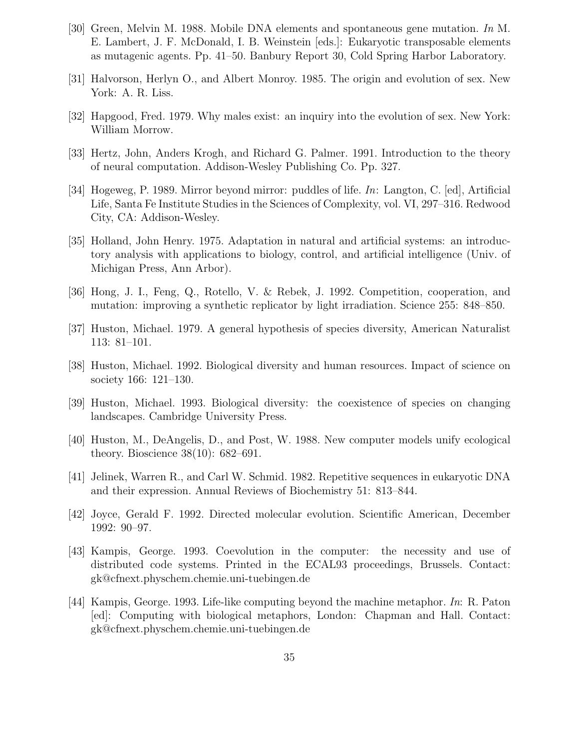[30] Green, Melvin M. 1988. Mobile DNA elements and spontaneous gene mutation. *In* M. E. Lambert, J. F. McDonald, I. B. Weinstein [eds.]: Eukaryotic transposable elements as mutagenic agents. Pp. 41–50. Banbury Report 30, Cold Spring Harbor Laboratory.

[31] Halvorson, Herlyn O., and Albert Monroy. 1985. The origin and evolution of sex. New York: A. R. Liss.

[32] Hapgood, Fred. 1979. Why males exist: an inquiry into the evolution of sex. New York: William Morrow.

[33] Hertz, John, Anders Krogh, and Richard G. Palmer. 1991. Introduction to the theory of neural computation. Addison-Wesley Publishing Co. Pp. 327.

[34] Hogeweg, P. 1989. Mirror beyond mirror: puddles of life. *In*: Langton, C. [ed], Artificial Life, Santa Fe Institute Studies in the Sciences of Complexity, vol. VI, 297–316. Redwood City, CA: Addison-Wesley.

[35] Holland, John Henry. 1975. Adaptation in natural and artificial systems: an introductory analysis with applications to biology, control, and artificial intelligence (Univ. of Michigan Press, Ann Arbor).

[36] Hong, J. I., Feng, Q., Rotello, V. & Rebek, J. 1992. Competition, cooperation, and mutation: improving a synthetic replicator by light irradiation. Science 255: 848–850.

[37] Huston, Michael. 1979. A general hypothesis of species diversity, American Naturalist 113: 81–101.

[38] Huston, Michael. 1992. Biological diversity and human resources. Impact of science on society 166: 121–130.

[39] Huston, Michael. 1993. Biological diversity: the coexistence of species on changing landscapes. Cambridge University Press.

[40] Huston, M., DeAngelis, D., and Post, W. 1988. New computer models unify ecological theory. Bioscience 38(10): 682–691.

[41] Jelinek, Warren R., and Carl W. Schmid. 1982. Repetitive sequences in eukaryotic DNA and their expression. Annual Reviews of Biochemistry 51: 813–844.

[42] Joyce, Gerald F. 1992. Directed molecular evolution. Scientific American, December 1992: 90–97.

[43] Kampis, George. 1993. Coevolution in the computer: the necessity and use of distributed code systems. Printed in the ECAL93 proceedings, Brussels. Contact: gk@cfnext.physchem.chemie.uni-tuebingen.de

[44] Kampis, George. 1993. Life-like computing beyond the machine metaphor. *In*: R. Paton [ed]: Computing with biological metaphors, London: Chapman and Hall. Contact: gk@cfnext.physchem.chemie.uni-tuebingen.de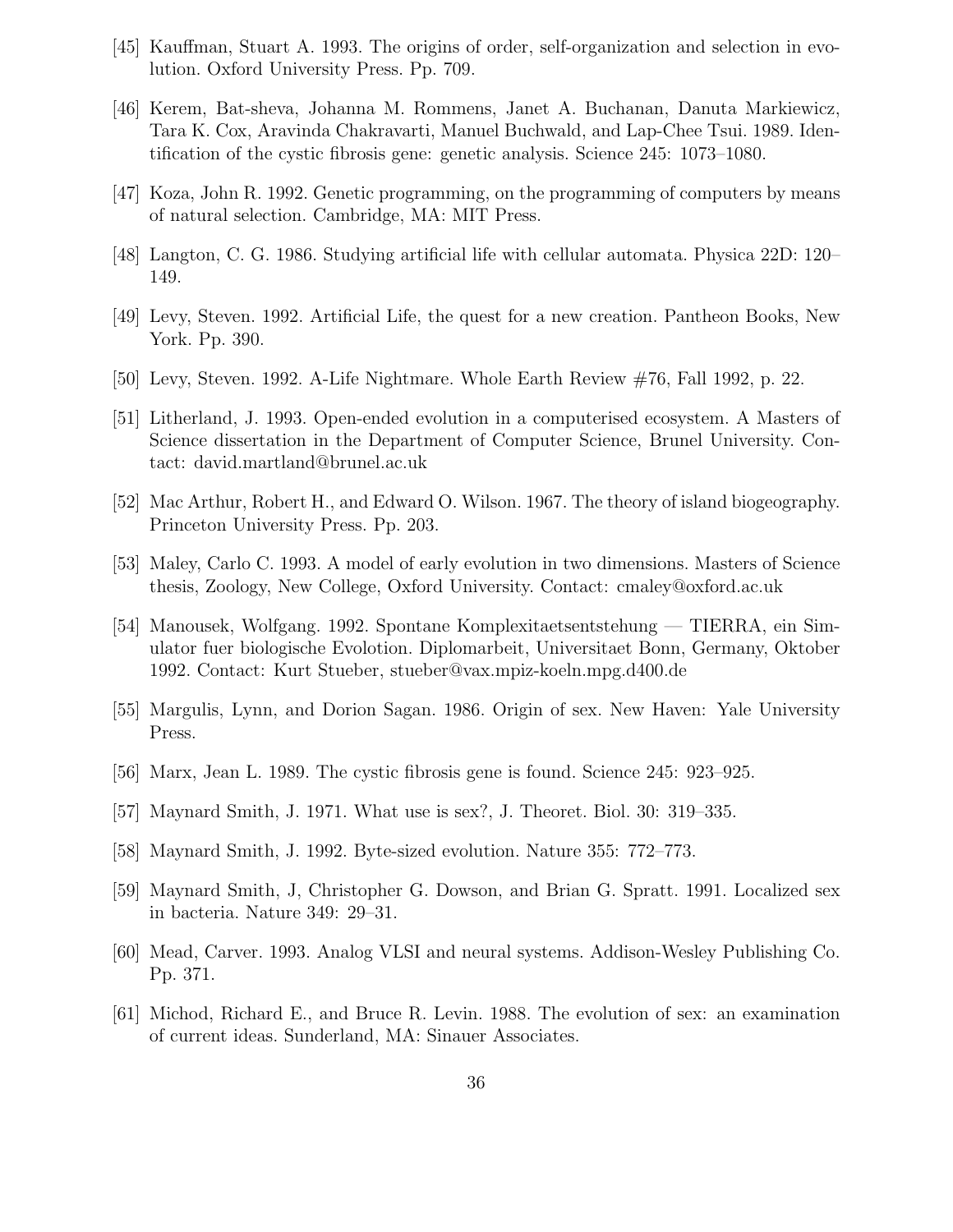[45] Kauffman, Stuart A. 1993. The origins of order, self-organization and selection in evolution. Oxford University Press. Pp. 709.

[46] Kerem, Bat-sheva, Johanna M. Rommens, Janet A. Buchanan, Danuta Markiewicz, Tara K. Cox, Aravinda Chakravarti, Manuel Buchwald, and Lap-Chee Tsui. 1989. Identification of the cystic fibrosis gene: genetic analysis. Science 245: 1073–1080.

[47] Koza, John R. 1992. Genetic programming, on the programming of computers by means of natural selection. Cambridge, MA: MIT Press.

[48] Langton, C. G. 1986. Studying artificial life with cellular automata. Physica 22D: 120–149.

[49] Levy, Steven. 1992. Artificial Life, the quest for a new creation. Pantheon Books, New York. Pp. 390.

[50] Levy, Steven. 1992. A-Life Nightmare. Whole Earth Review #76, Fall 1992, p. 22.

[51] Litherland, J. 1993. Open-ended evolution in a computerised ecosystem. A Masters of Science dissertation in the Department of Computer Science, Brunel University. Contact: david.martland@brunel.ac.uk

[52] Mac Arthur, Robert H., and Edward O. Wilson. 1967. The theory of island biogeography. Princeton University Press. Pp. 203.

[53] Maley, Carlo C. 1993. A model of early evolution in two dimensions. Masters of Science thesis, Zoology, New College, Oxford University. Contact: cmaley@oxford.ac.uk

[54] Manousek, Wolfgang. 1992. Spontane Komplexitaetsentstehung — TIERRA, ein Simulator fuer biologische Evolotion. Diplomarbeit, Universitaet Bonn, Germany, Oktober 1992. Contact: Kurt Stueber, stueber@vax.mpiz-koeln.mpg.d400.de

[55] Margulis, Lynn, and Dorion Sagan. 1986. Origin of sex. New Haven: Yale University Press.

[56] Marx, Jean L. 1989. The cystic fibrosis gene is found. Science 245: 923–925.

[57] Maynard Smith, J. 1971. What use is sex?, J. Theoret. Biol. 30: 319–335.

[58] Maynard Smith, J. 1992. Byte-sized evolution. Nature 355: 772–773.

[59] Maynard Smith, J, Christopher G. Dowson, and Brian G. Spratt. 1991. Localized sex in bacteria. Nature 349: 29–31.

[60] Mead, Carver. 1993. Analog VLSI and neural systems. Addison-Wesley Publishing Co. Pp. 371.

[61] Michod, Richard E., and Bruce R. Levin. 1988. The evolution of sex: an examination of current ideas. Sunderland, MA: Sinauer Associates.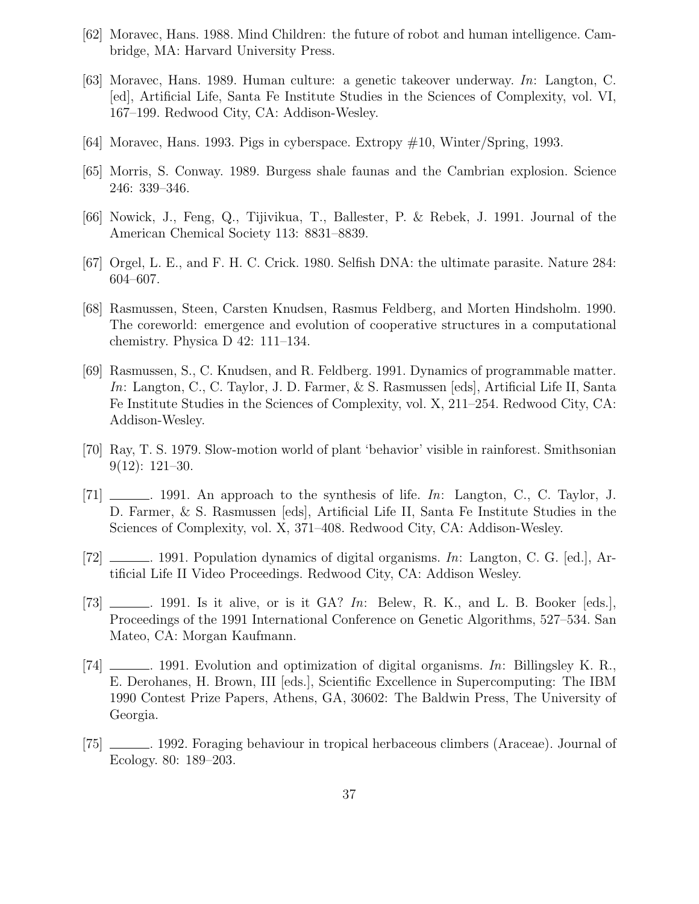[62] Moravec, Hans. 1988. Mind Children: the future of robot and human intelligence. Cambridge, MA: Harvard University Press.

[63] Moravec, Hans. 1989. Human culture: a genetic takeover underway. *In*: Langton, C. [ed], Artificial Life, Santa Fe Institute Studies in the Sciences of Complexity, vol. VI, 167–199. Redwood City, CA: Addison-Wesley.

[64] Moravec, Hans. 1993. Pigs in cyberspace. Extropy #10, Winter/Spring, 1993.

[65] Morris, S. Conway. 1989. Burgess shale faunas and the Cambrian explosion. Science 246: 339–346.

[66] Nowick, J., Feng, Q., Tijivikua, T., Ballester, P. & Rebek, J. 1991. Journal of the American Chemical Society 113: 8831–8839.

[67] Orgel, L. E., and F. H. C. Crick. 1980. Selfish DNA: the ultimate parasite. Nature 284: 604–607.

[68] Rasmussen, Steen, Carsten Knudsen, Rasmus Feldberg, and Morten Hindsholm. 1990. The coreworld: emergence and evolution of cooperative structures in a computational chemistry. Physica D 42: 111–134.

[69] Rasmussen, S., C. Knudsen, and R. Feldberg. 1991. Dynamics of programmable matter. *In*: Langton, C., C. Taylor, J. D. Farmer, & S. Rasmussen [eds], Artificial Life II, Santa Fe Institute Studies in the Sciences of Complexity, vol. X, 211–254. Redwood City, CA: Addison-Wesley.

[70] Ray, T. S. 1979. Slow-motion world of plant 'behavior' visible in rainforest. Smithsonian 9(12): 121–30.

[71] ______. 1991. An approach to the synthesis of life. *In*: Langton, C., C. Taylor, J. D. Farmer, & S. Rasmussen [eds], Artificial Life II, Santa Fe Institute Studies in the Sciences of Complexity, vol. X, 371–408. Redwood City, CA: Addison-Wesley.

[72] ______. 1991. Population dynamics of digital organisms. *In*: Langton, C. G. [ed.], Artificial Life II Video Proceedings. Redwood City, CA: Addison Wesley.

[73] ______. 1991. Is it alive, or is it GA? *In*: Belew, R. K., and L. B. Booker [eds.], Proceedings of the 1991 International Conference on Genetic Algorithms, 527–534. San Mateo, CA: Morgan Kaufmann.

[74] ______. 1991. Evolution and optimization of digital organisms. *In*: Billingsley K. R., E. Derohanes, H. Brown, III [eds.], Scientific Excellence in Supercomputing: The IBM 1990 Contest Prize Papers, Athens, GA, 30602: The Baldwin Press, The University of Georgia.

[75] ______. 1992. Foraging behaviour in tropical herbaceous climbers (Araceae). Journal of Ecology. 80: 189–203.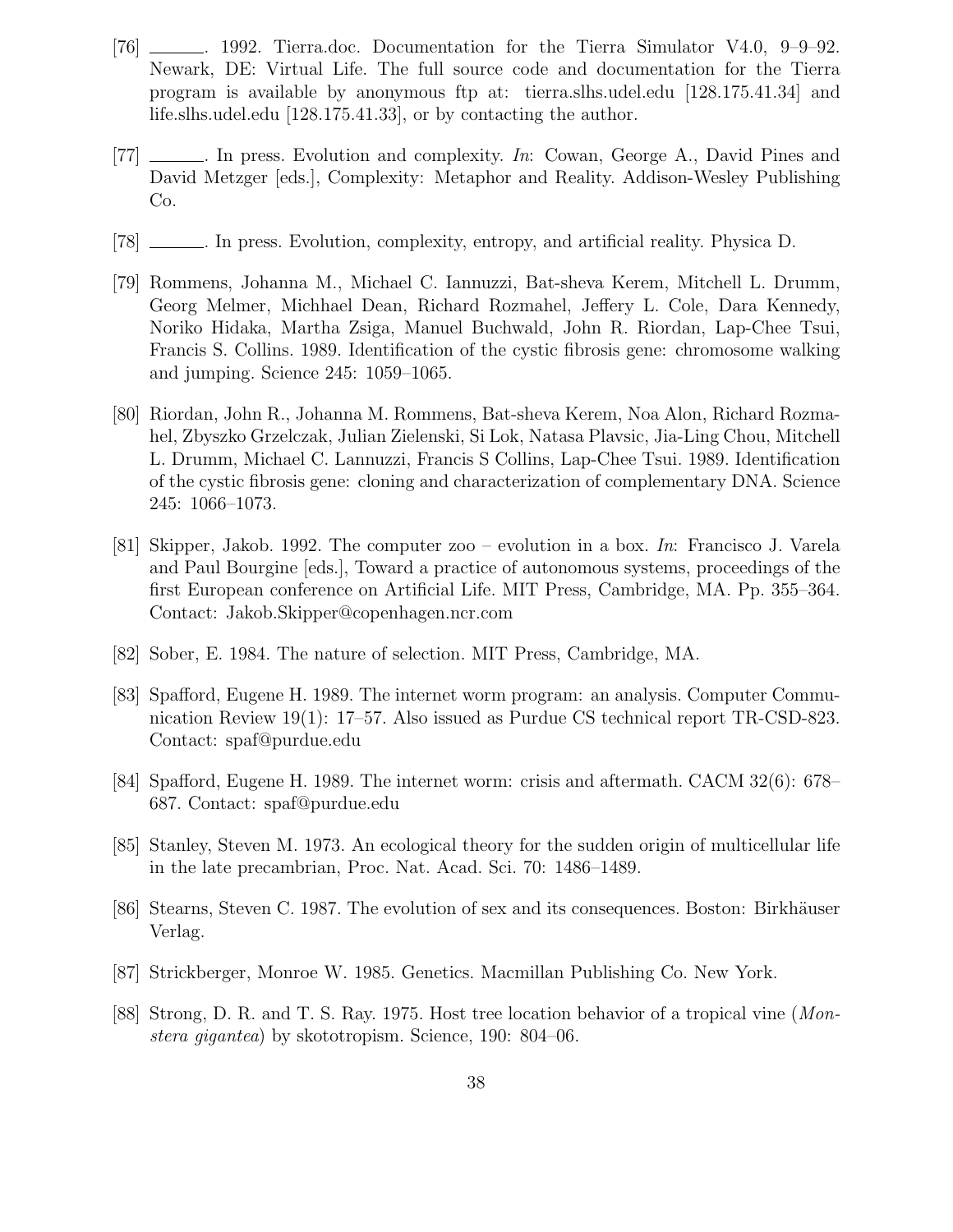[76] ______. 1992. Tierra.doc. Documentation for the Tierra Simulator V4.0, 9–9–92. Newark, DE: Virtual Life. The full source code and documentation for the Tierra program is available by anonymous ftp at: tierra.slhs.udel.edu [128.175.41.34] and life.slhs.udel.edu [128.175.41.33], or by contacting the author.

[77] ______. In press. Evolution and complexity. *In*: Cowan, George A., David Pines and David Metzger [eds.], Complexity: Metaphor and Reality. Addison-Wesley Publishing Co.

[78] ______. In press. Evolution, complexity, entropy, and artificial reality. Physica D.

[79] Rommens, Johanna M., Michael C. Iannuzzi, Bat-sheva Kerem, Mitchell L. Drumm, Georg Melmer, Michhael Dean, Richard Rozmahel, Jeffery L. Cole, Dara Kennedy, Noriko Hidaka, Martha Zsiga, Manuel Buchwald, John R. Riordan, Lap-Chee Tsui, Francis S. Collins. 1989. Identification of the cystic fibrosis gene: chromosome walking and jumping. Science 245: 1059–1065.

[80] Riordan, John R., Johanna M. Rommens, Bat-sheva Kerem, Noa Alon, Richard Rozmahel, Zbyszko Grzelczak, Julian Zielenski, Si Lok, Natasa Plavsic, Jia-Ling Chou, Mitchell L. Drumm, Michael C. Lannuzzi, Francis S Collins, Lap-Chee Tsui. 1989. Identification of the cystic fibrosis gene: cloning and characterization of complementary DNA. Science 245: 1066–1073.

[81] Skipper, Jakob. 1992. The computer zoo – evolution in a box. *In*: Francisco J. Varela and Paul Bourgine [eds.], Toward a practice of autonomous systems, proceedings of the first European conference on Artificial Life. MIT Press, Cambridge, MA. Pp. 355–364. Contact: Jakob.Skipper@copenhagen.ncr.com

[82] Sober, E. 1984. The nature of selection. MIT Press, Cambridge, MA.

[83] Spafford, Eugene H. 1989. The internet worm program: an analysis. Computer Communication Review 19(1): 17–57. Also issued as Purdue CS technical report TR-CSD-823. Contact: spaf@purdue.edu

[84] Spafford, Eugene H. 1989. The internet worm: crisis and aftermath. CACM 32(6): 678–687. Contact: spaf@purdue.edu

[85] Stanley, Steven M. 1973. An ecological theory for the sudden origin of multicellular life in the late precambrian, Proc. Nat. Acad. Sci. 70: 1486–1489.

[86] Stearns, Steven C. 1987. The evolution of sex and its consequences. Boston: Birkhäuser Verlag.

[87] Strickberger, Monroe W. 1985. Genetics. Macmillan Publishing Co. New York.

[88] Strong, D. R. and T. S. Ray. 1975. Host tree location behavior of a tropical vine (*Monstera gigantea*) by skototropism. Science, 190: 804–06.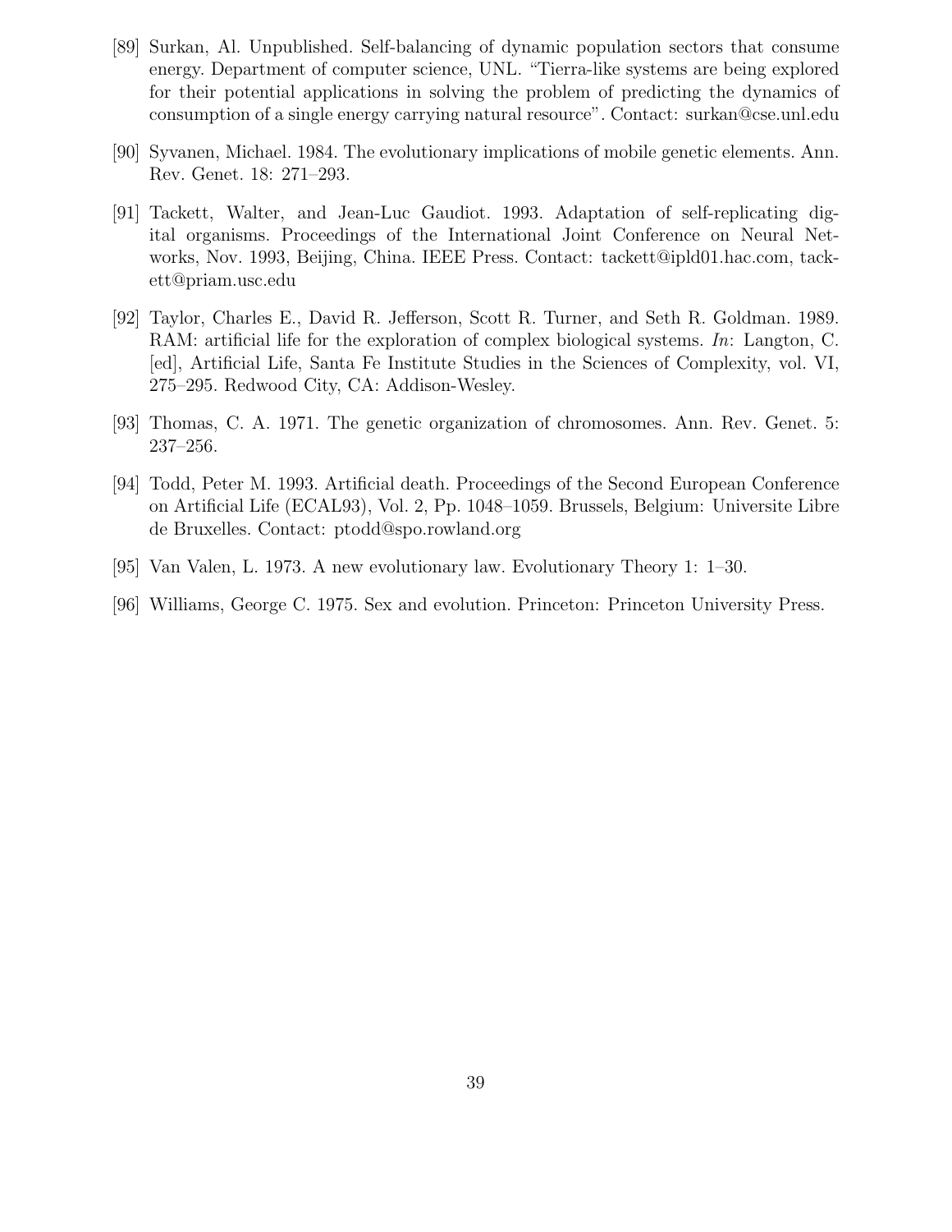[89] Surkan, Al. Unpublished. Self-balancing of dynamic population sectors that consume energy. Department of computer science, UNL. "Tierra-like systems are being explored for their potential applications in solving the problem of predicting the dynamics of consumption of a single energy carrying natural resource". Contact: surkan@cse.unl.edu

[90] Syvanen, Michael. 1984. The evolutionary implications of mobile genetic elements. Ann. Rev. Genet. 18: 271–293.

[91] Tackett, Walter, and Jean-Luc Gaudiot. 1993. Adaptation of self-replicating digital organisms. Proceedings of the International Joint Conference on Neural Networks, Nov. 1993, Beijing, China. IEEE Press. Contact: tackett@ipld01.hac.com, tackett@priam.usc.edu

[92] Taylor, Charles E., David R. Jefferson, Scott R. Turner, and Seth R. Goldman. 1989. RAM: artificial life for the exploration of complex biological systems. *In*: Langton, C. [ed], Artificial Life, Santa Fe Institute Studies in the Sciences of Complexity, vol. VI, 275–295. Redwood City, CA: Addison-Wesley.

[93] Thomas, C. A. 1971. The genetic organization of chromosomes. Ann. Rev. Genet. 5: 237–256.

[94] Todd, Peter M. 1993. Artificial death. Proceedings of the Second European Conference on Artificial Life (ECAL93), Vol. 2, Pp. 1048–1059. Brussels, Belgium: Universite Libre de Bruxelles. Contact: ptodd@spo.rowland.org

[95] Van Valen, L. 1973. A new evolutionary law. Evolutionary Theory 1: 1–30.

[96] Williams, George C. 1975. Sex and evolution. Princeton: Princeton University Press.